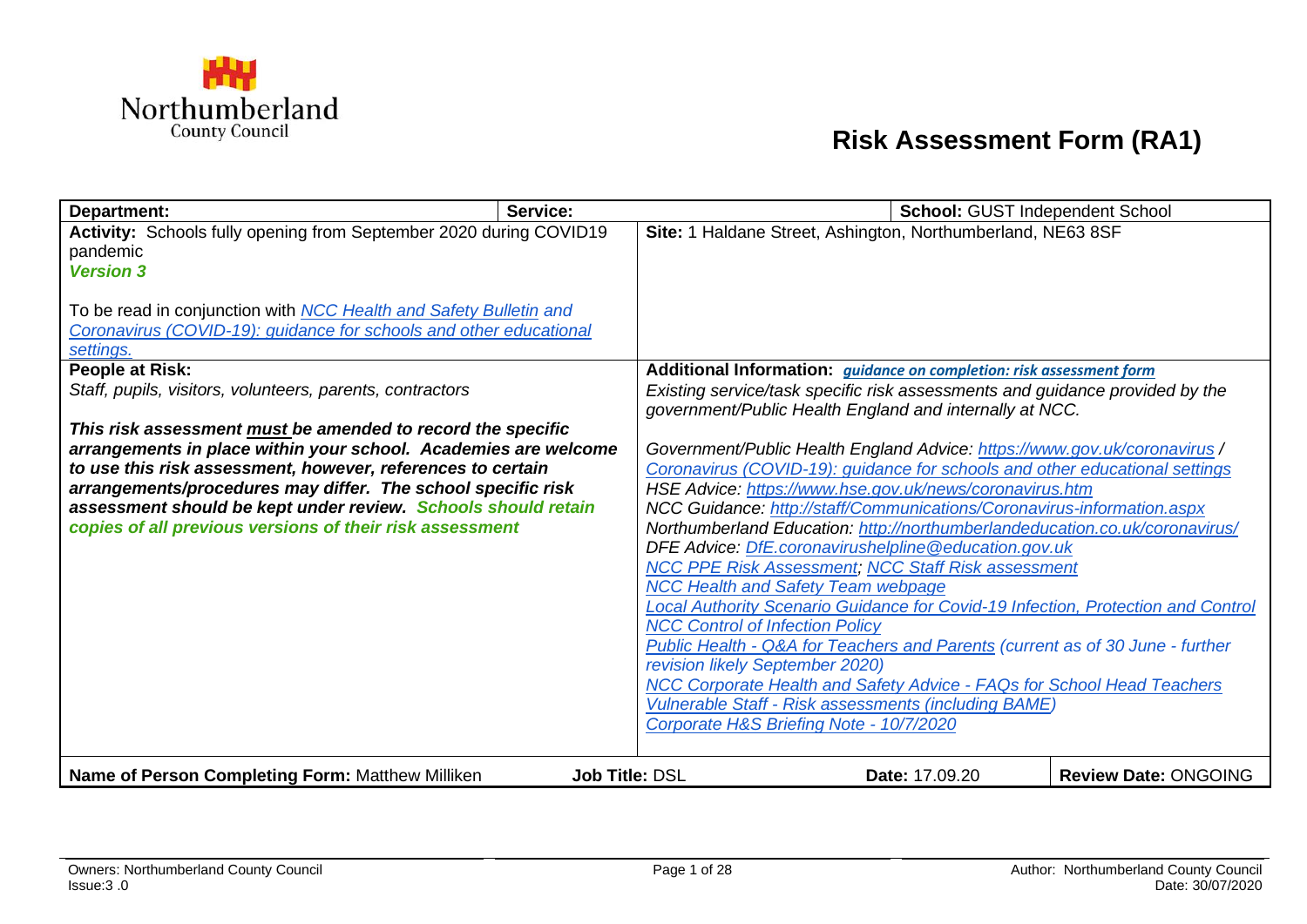Northumberland County Council

# Risk Assessment Form (RA1)

| **Department:** | **Service:** | | **School:** GUST Independent School |
|---|---|---|---|
| **Activity:** Schools fully opening from September 2020 during COVID19 pandemic<br>***Version 3***<br><br>To be read in conjunction with *NCC Health and Safety Bulletin and Coronavirus (COVID-19): guidance for schools and other educational settings.* | **Site:** 1 Haldane Street, Ashington, Northumberland, NE63 8SF | | |
| **People at Risk:**<br>*Staff, pupils, visitors, volunteers, parents, contractors*<br><br>***This risk assessment must be amended to record the specific arrangements in place within your school. Academies are welcome to use this risk assessment, however, references to certain arrangements/procedures may differ. The school specific risk assessment should be kept under review. Schools should retain copies of all previous versions of their risk assessment*** | **Additional Information:** *guidance on completion: risk assessment form*<br>*Existing service/task specific risk assessments and guidance provided by the government/Public Health England and internally at NCC.*<br><br>*Government/Public Health England Advice: https://www.gov.uk/coronavirus / Coronavirus (COVID-19): guidance for schools and other educational settings*<br>*HSE Advice: https://www.hse.gov.uk/news/coronavirus.htm*<br>*NCC Guidance: http://staff/Communications/Coronavirus-information.aspx*<br>*Northumberland Education: http://northumberlandeducation.co.uk/coronavirus/*<br>*DFE Advice: DfE.coronavirushelpline@education.gov.uk*<br>*NCC PPE Risk Assessment; NCC Staff Risk assessment*<br>*NCC Health and Safety Team webpage*<br>*Local Authority Scenario Guidance for Covid-19 Infection, Protection and Control*<br>*NCC Control of Infection Policy*<br>*Public Health - Q&A for Teachers and Parents (current as of 30 June - further revision likely September 2020)*<br>*NCC Corporate Health and Safety Advice - FAQs for School Head Teachers*<br>*Vulnerable Staff - Risk assessments (including BAME)*<br>*Corporate H&S Briefing Note - 10/7/2020* | | |
| **Name of Person Completing Form:** Matthew Milliken | **Job Title:** DSL | **Date:** 17.09.20 | **Review Date:** ONGOING |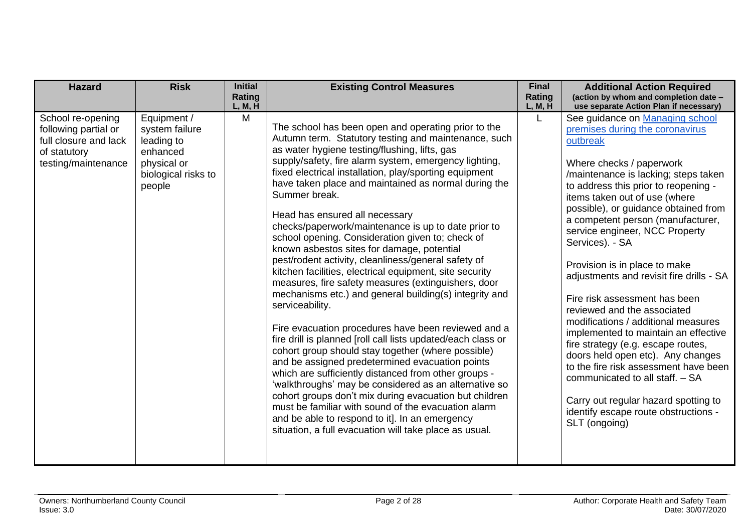| Hazard | Risk | Initial Rating L, M, H | Existing Control Measures | Final Rating L, M, H | Additional Action Required (action by whom and completion date – use separate Action Plan if necessary) |
|---|---|---|---|---|---|
| School re-opening following partial or full closure and lack of statutory testing/maintenance | Equipment / system failure leading to enhanced physical or biological risks to people | M | The school has been open and operating prior to the Autumn term. Statutory testing and maintenance, such as water hygiene testing/flushing, lifts, gas supply/safety, fire alarm system, emergency lighting, fixed electrical installation, play/sporting equipment have taken place and maintained as normal during the Summer break.<br><br>Head has ensured all necessary checks/paperwork/maintenance is up to date prior to school opening. Consideration given to; check of known asbestos sites for damage, potential pest/rodent activity, cleanliness/general safety of kitchen facilities, electrical equipment, site security measures, fire safety measures (extinguishers, door mechanisms etc.) and general building(s) integrity and serviceability.<br><br>Fire evacuation procedures have been reviewed and a fire drill is planned [roll call lists updated/each class or cohort group should stay together (where possible) and be assigned predetermined evacuation points which are sufficiently distanced from other groups - 'walkthroughs' may be considered as an alternative so cohort groups don't mix during evacuation but children must be familiar with sound of the evacuation alarm and be able to respond to it]. In an emergency situation, a full evacuation will take place as usual. | L | See guidance on Managing school premises during the coronavirus outbreak<br><br>Where checks / paperwork /maintenance is lacking; steps taken to address this prior to reopening - items taken out of use (where possible), or guidance obtained from a competent person (manufacturer, service engineer, NCC Property Services). - SA<br><br>Provision is in place to make adjustments and revisit fire drills - SA<br><br>Fire risk assessment has been reviewed and the associated modifications / additional measures implemented to maintain an effective fire strategy (e.g. escape routes, doors held open etc). Any changes to the fire risk assessment have been communicated to all staff. – SA<br><br>Carry out regular hazard spotting to identify escape route obstructions - SLT (ongoing) |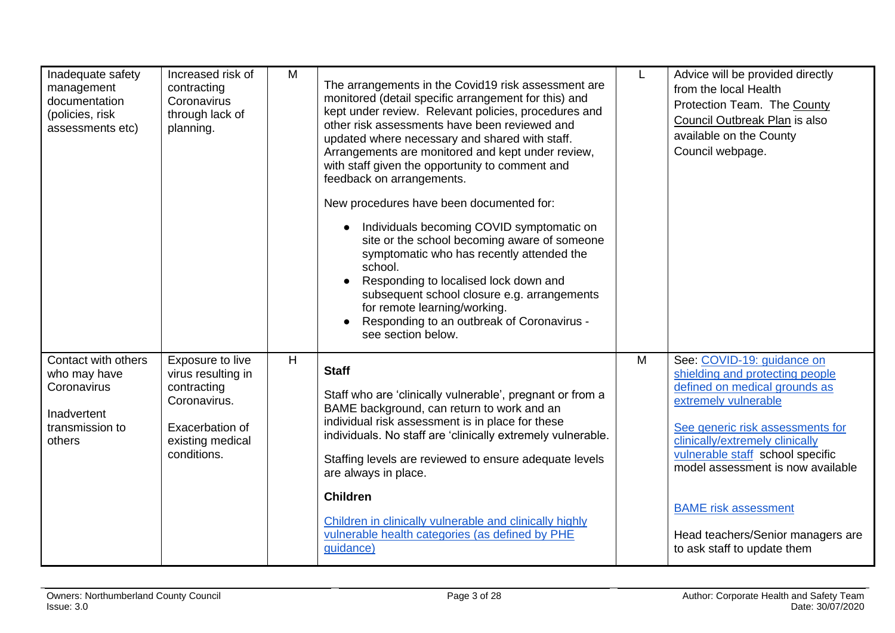| | | | | | |
|---|---|---|---|---|---|
| Inadequate safety management documentation (policies, risk assessments etc) | Increased risk of contracting Coronavirus through lack of planning. | M | The arrangements in the Covid19 risk assessment are monitored (detail specific arrangement for this) and kept under review. Relevant policies, procedures and other risk assessments have been reviewed and updated where necessary and shared with staff. Arrangements are monitored and kept under review, with staff given the opportunity to comment and feedback on arrangements.<br><br>New procedures have been documented for:<br><br>● Individuals becoming COVID symptomatic on site or the school becoming aware of someone symptomatic who has recently attended the school.<br>● Responding to localised lock down and subsequent school closure e.g. arrangements for remote learning/working.<br>● Responding to an outbreak of Coronavirus - see section below. | L | Advice will be provided directly from the local Health Protection Team. The County Council Outbreak Plan is also available on the County Council webpage. |
| Contact with others who may have Coronavirus<br><br>Inadvertent transmission to others | Exposure to live virus resulting in contracting Coronavirus.<br><br>Exacerbation of existing medical conditions. | H | **Staff**<br><br>Staff who are 'clinically vulnerable', pregnant or from a BAME background, can return to work and an individual risk assessment is in place for these individuals. No staff are 'clinically extremely vulnerable.<br><br>Staffing levels are reviewed to ensure adequate levels are always in place.<br><br>**Children**<br><br>Children in clinically vulnerable and clinically highly vulnerable health categories (as defined by PHE guidance) | M | See: COVID-19: guidance on shielding and protecting people defined on medical grounds as extremely vulnerable<br><br>See generic risk assessments for clinically/extremely clinically vulnerable staff school specific model assessment is now available<br><br>BAME risk assessment<br><br>Head teachers/Senior managers are to ask staff to update them |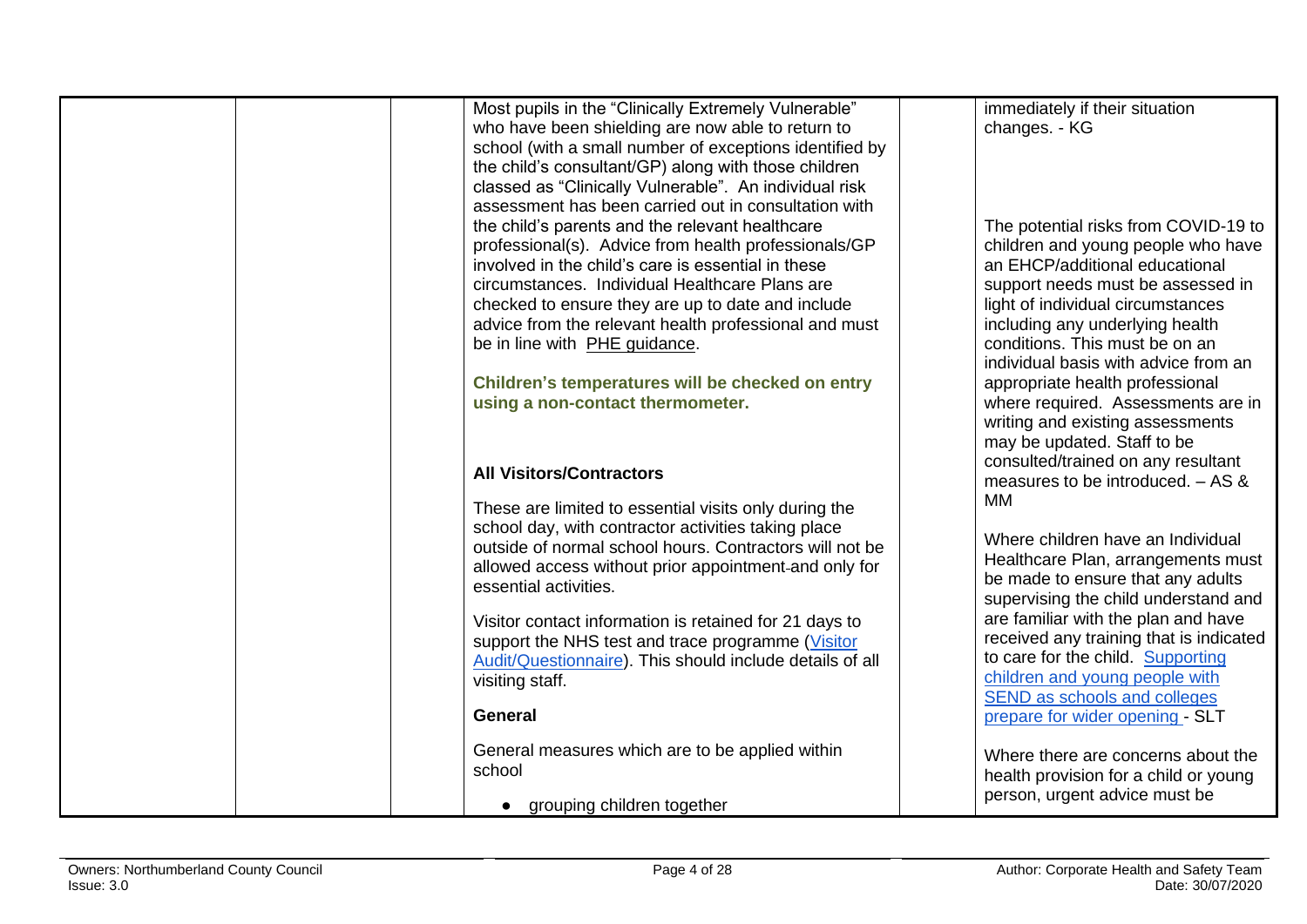| | | | | | |
|---|---|---|---|---|---|
| | | | Most pupils in the "Clinically Extremely Vulnerable" who have been shielding are now able to return to school (with a small number of exceptions identified by the child's consultant/GP) along with those children classed as "Clinically Vulnerable". An individual risk assessment has been carried out in consultation with the child's parents and the relevant healthcare professional(s). Advice from health professionals/GP involved in the child's care is essential in these circumstances. Individual Healthcare Plans are checked to ensure they are up to date and include advice from the relevant health professional and must be in line with PHE guidance.<br><br>**Children's temperatures will be checked on entry using a non-contact thermometer.**<br><br>**All Visitors/Contractors**<br><br>These are limited to essential visits only during the school day, with contractor activities taking place outside of normal school hours. Contractors will not be allowed access without prior appointment and only for essential activities.<br><br>Visitor contact information is retained for 21 days to support the NHS test and trace programme (Visitor Audit/Questionnaire). This should include details of all visiting staff.<br><br>**General**<br><br>General measures which are to be applied within school<br><br>• grouping children together | | immediately if their situation changes. - KG<br><br>The potential risks from COVID-19 to children and young people who have an EHCP/additional educational support needs must be assessed in light of individual circumstances including any underlying health conditions. This must be on an individual basis with advice from an appropriate health professional where required. Assessments are in writing and existing assessments may be updated. Staff to be consulted/trained on any resultant measures to be introduced. – AS & MM<br><br>Where children have an Individual Healthcare Plan, arrangements must be made to ensure that any adults supervising the child understand and are familiar with the plan and have received any training that is indicated to care for the child. Supporting children and young people with SEND as schools and colleges prepare for wider opening - SLT<br><br>Where there are concerns about the health provision for a child or young person, urgent advice must be |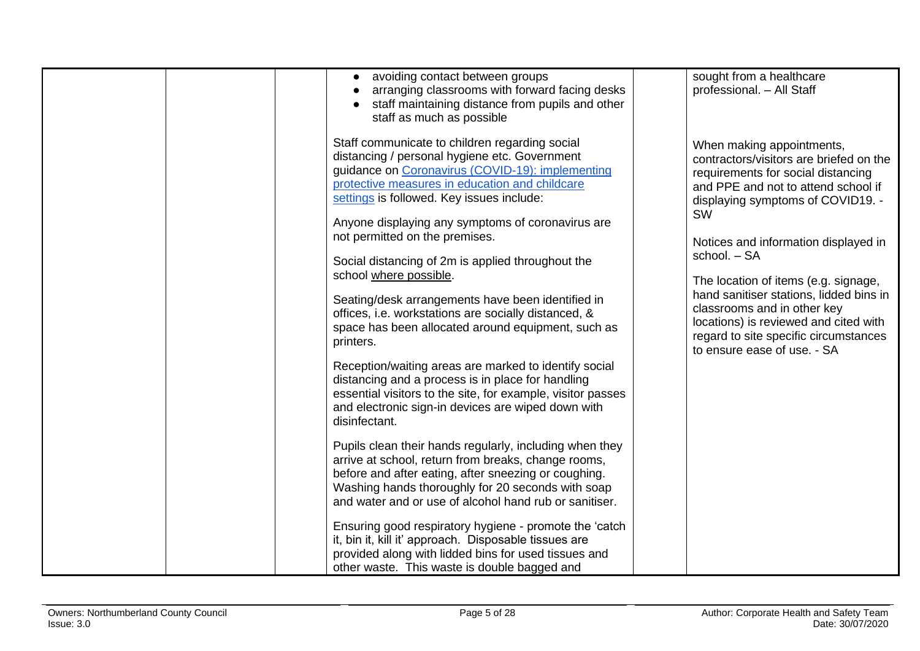| | | | | | |
|---|---|---|---|---|---|
| | | | • avoiding contact between groups<br>• arranging classrooms with forward facing desks<br>• staff maintaining distance from pupils and other staff as much as possible<br><br>Staff communicate to children regarding social distancing / personal hygiene etc. Government guidance on [Coronavirus (COVID-19): implementing protective measures in education and childcare settings](#) is followed. Key issues include:<br><br>Anyone displaying any symptoms of coronavirus are not permitted on the premises.<br><br>Social distancing of 2m is applied throughout the school <u>where possible</u>.<br><br>Seating/desk arrangements have been identified in offices, i.e. workstations are socially distanced, & space has been allocated around equipment, such as printers.<br><br>Reception/waiting areas are marked to identify social distancing and a process is in place for handling essential visitors to the site, for example, visitor passes and electronic sign-in devices are wiped down with disinfectant.<br><br>Pupils clean their hands regularly, including when they arrive at school, return from breaks, change rooms, before and after eating, after sneezing or coughing. Washing hands thoroughly for 20 seconds with soap and water and or use of alcohol hand rub or sanitiser.<br><br>Ensuring good respiratory hygiene - promote the 'catch it, bin it, kill it' approach. Disposable tissues are provided along with lidded bins for used tissues and other waste. This waste is double bagged and | | sought from a healthcare professional. – All Staff<br><br>When making appointments, contractors/visitors are briefed on the requirements for social distancing and PPE and not to attend school if displaying symptoms of COVID19. - SW<br><br>Notices and information displayed in school. – SA<br><br>The location of items (e.g. signage, hand sanitiser stations, lidded bins in classrooms and in other key locations) is reviewed and cited with regard to site specific circumstances to ensure ease of use. - SA |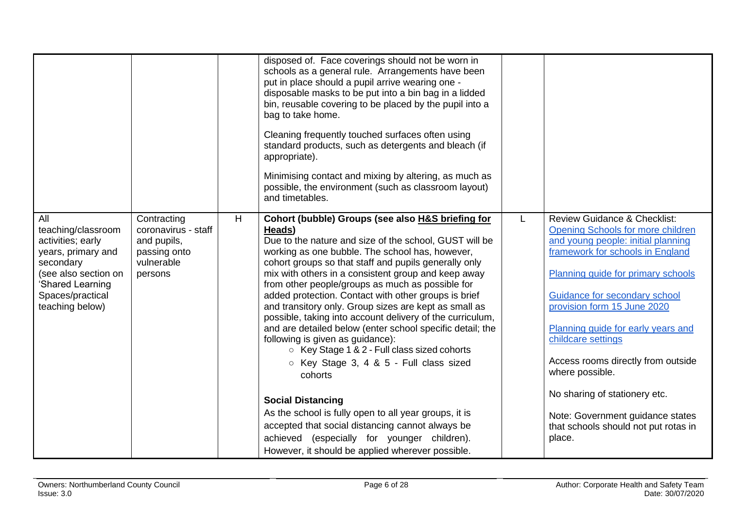| | | | | | |
|---|---|---|---|---|---|
| | | | disposed of. Face coverings should not be worn in schools as a general rule. Arrangements have been put in place should a pupil arrive wearing one - disposable masks to be put into a bin bag in a lidded bin, reusable covering to be placed by the pupil into a bag to take home.<br><br>Cleaning frequently touched surfaces often using standard products, such as detergents and bleach (if appropriate).<br><br>Minimising contact and mixing by altering, as much as possible, the environment (such as classroom layout) and timetables. | | |
| All teaching/classroom activities; early years, primary and secondary (see also section on 'Shared Learning Spaces/practical teaching below) | Contracting coronavirus - staff and pupils, passing onto vulnerable persons | H | **Cohort (bubble) Groups (see also H&S briefing for Heads)**<br>Due to the nature and size of the school, GUST will be working as one bubble. The school has, however, cohort groups so that staff and pupils generally only mix with others in a consistent group and keep away from other people/groups as much as possible for added protection. Contact with other groups is brief and transitory only. Group sizes are kept as small as possible, taking into account delivery of the curriculum, and are detailed below (enter school specific detail; the following is given as guidance):<br>○ Key Stage 1 & 2 - Full class sized cohorts<br>○ Key Stage 3, 4 & 5 - Full class sized cohorts<br><br>**Social Distancing**<br>As the school is fully open to all year groups, it is accepted that social distancing cannot always be achieved (especially for younger children). However, it should be applied wherever possible. | L | Review Guidance & Checklist:<br>Opening Schools for more children and young people: initial planning framework for schools in England<br><br>Planning guide for primary schools<br><br>Guidance for secondary school provision form 15 June 2020<br><br>Planning guide for early years and childcare settings<br><br>Access rooms directly from outside where possible.<br><br>No sharing of stationery etc.<br><br>Note: Government guidance states that schools should not put rotas in place. |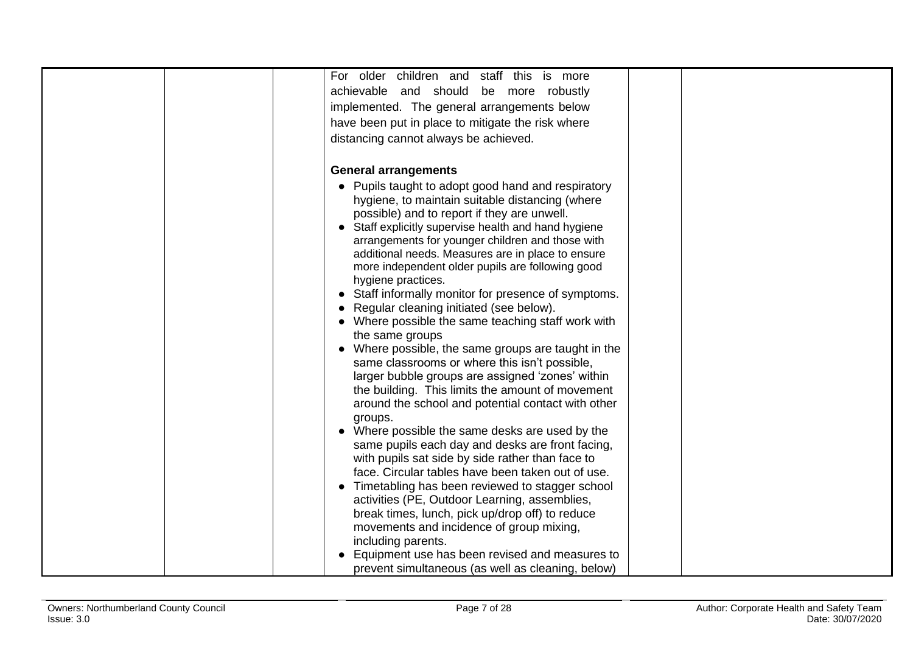| | | | | | |
|---|---|---|---|---|---|
| | | | For older children and staff this is more achievable and should be more robustly implemented. The general arrangements below have been put in place to mitigate the risk where distancing cannot always be achieved.<br><br>**General arrangements**<br>• Pupils taught to adopt good hand and respiratory hygiene, to maintain suitable distancing (where possible) and to report if they are unwell.<br>• Staff explicitly supervise health and hand hygiene arrangements for younger children and those with additional needs. Measures are in place to ensure more independent older pupils are following good hygiene practices.<br>• Staff informally monitor for presence of symptoms.<br>• Regular cleaning initiated (see below).<br>• Where possible the same teaching staff work with the same groups<br>• Where possible, the same groups are taught in the same classrooms or where this isn't possible, larger bubble groups are assigned 'zones' within the building. This limits the amount of movement around the school and potential contact with other groups.<br>• Where possible the same desks are used by the same pupils each day and desks are front facing, with pupils sat side by side rather than face to face. Circular tables have been taken out of use.<br>• Timetabling has been reviewed to stagger school activities (PE, Outdoor Learning, assemblies, break times, lunch, pick up/drop off) to reduce movements and incidence of group mixing, including parents.<br>• Equipment use has been revised and measures to prevent simultaneous (as well as cleaning, below) | | |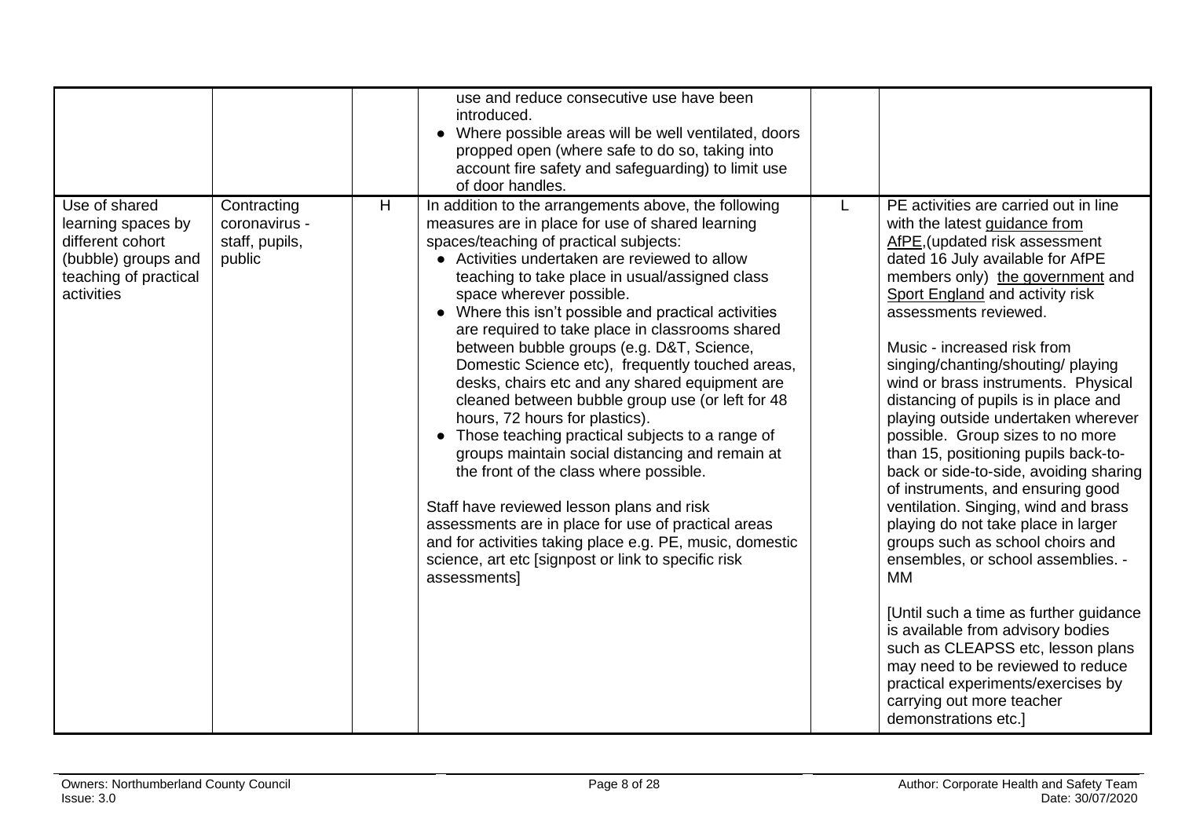| | | | | | |
|---|---|---|---|---|---|
| | | | use and reduce consecutive use have been introduced.<br>• Where possible areas will be well ventilated, doors propped open (where safe to do so, taking into account fire safety and safeguarding) to limit use of door handles. | | |
| Use of shared learning spaces by different cohort (bubble) groups and teaching of practical activities | Contracting coronavirus - staff, pupils, public | H | In addition to the arrangements above, the following measures are in place for use of shared learning spaces/teaching of practical subjects:<br>• Activities undertaken are reviewed to allow teaching to take place in usual/assigned class space wherever possible.<br>• Where this isn't possible and practical activities are required to take place in classrooms shared between bubble groups (e.g. D&T, Science, Domestic Science etc), frequently touched areas, desks, chairs etc and any shared equipment are cleaned between bubble group use (or left for 48 hours, 72 hours for plastics).<br>• Those teaching practical subjects to a range of groups maintain social distancing and remain at the front of the class where possible.<br><br>Staff have reviewed lesson plans and risk assessments are in place for use of practical areas and for activities taking place e.g. PE, music, domestic science, art etc [signpost or link to specific risk assessments] | L | PE activities are carried out in line with the latest guidance from AfPE,(updated risk assessment dated 16 July available for AfPE members only) the government and Sport England and activity risk assessments reviewed.<br><br>Music - increased risk from singing/chanting/shouting/ playing wind or brass instruments. Physical distancing of pupils is in place and playing outside undertaken wherever possible. Group sizes to no more than 15, positioning pupils back-to-back or side-to-side, avoiding sharing of instruments, and ensuring good ventilation. Singing, wind and brass playing do not take place in larger groups such as school choirs and ensembles, or school assemblies. - MM<br><br>[Until such a time as further guidance is available from advisory bodies such as CLEAPSS etc, lesson plans may need to be reviewed to reduce practical experiments/exercises by carrying out more teacher demonstrations etc.] |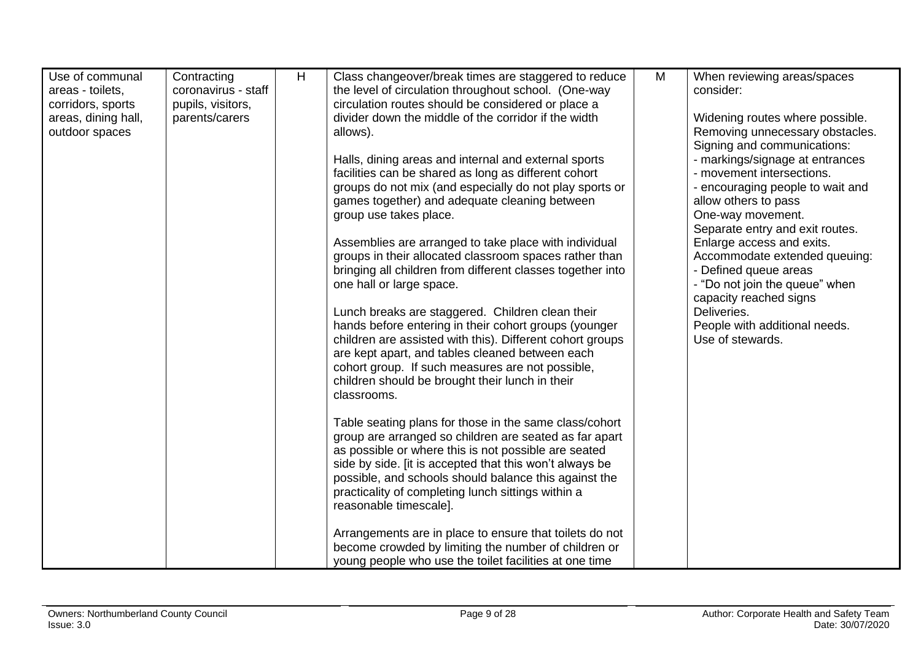| | | | | | |
|---|---|---|---|---|---|
| Use of communal areas - toilets, corridors, sports areas, dining hall, outdoor spaces | Contracting coronavirus - staff pupils, visitors, parents/carers | H | Class changeover/break times are staggered to reduce the level of circulation throughout school. (One-way circulation routes should be considered or place a divider down the middle of the corridor if the width allows).<br><br>Halls, dining areas and internal and external sports facilities can be shared as long as different cohort groups do not mix (and especially do not play sports or games together) and adequate cleaning between group use takes place.<br><br>Assemblies are arranged to take place with individual groups in their allocated classroom spaces rather than bringing all children from different classes together into one hall or large space.<br><br>Lunch breaks are staggered. Children clean their hands before entering in their cohort groups (younger children are assisted with this). Different cohort groups are kept apart, and tables cleaned between each cohort group. If such measures are not possible, children should be brought their lunch in their classrooms.<br><br>Table seating plans for those in the same class/cohort group are arranged so children are seated as far apart as possible or where this is not possible are seated side by side. [it is accepted that this won't always be possible, and schools should balance this against the practicality of completing lunch sittings within a reasonable timescale].<br><br>Arrangements are in place to ensure that toilets do not become crowded by limiting the number of children or young people who use the toilet facilities at one time | M | When reviewing areas/spaces consider:<br><br>Widening routes where possible.<br>Removing unnecessary obstacles.<br>Signing and communications:<br>- markings/signage at entrances<br>- movement intersections.<br>- encouraging people to wait and allow others to pass<br>One-way movement.<br>Separate entry and exit routes.<br>Enlarge access and exits.<br>Accommodate extended queuing:<br>- Defined queue areas<br>- "Do not join the queue" when capacity reached signs<br>Deliveries.<br>People with additional needs.<br>Use of stewards. |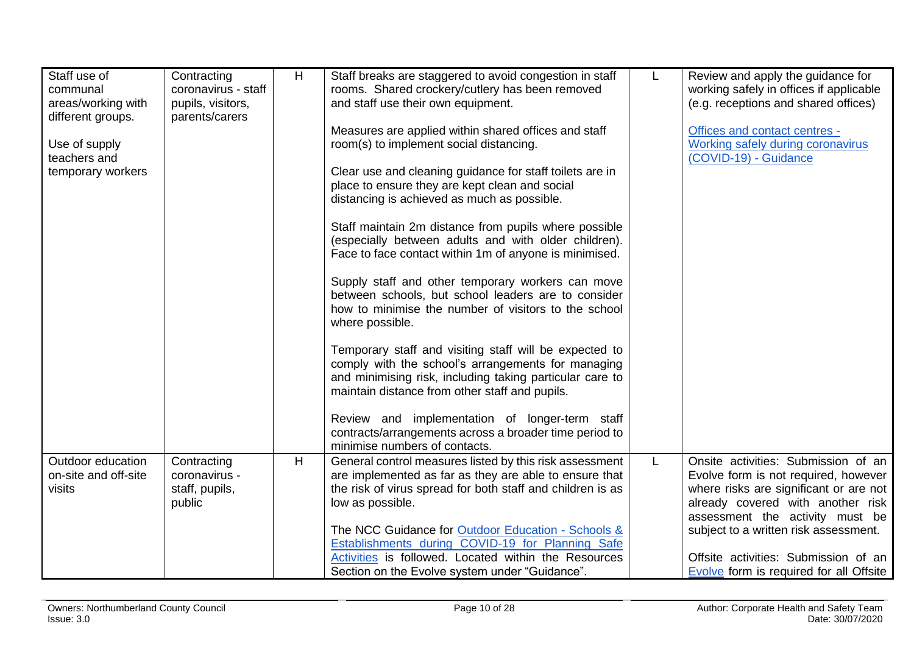| | | | | | |
|---|---|---|---|---|---|
| Staff use of communal areas/working with different groups.<br><br>Use of supply teachers and temporary workers | Contracting coronavirus - staff pupils, visitors, parents/carers | H | Staff breaks are staggered to avoid congestion in staff rooms. Shared crockery/cutlery has been removed and staff use their own equipment.<br><br>Measures are applied within shared offices and staff room(s) to implement social distancing.<br><br>Clear use and cleaning guidance for staff toilets are in place to ensure they are kept clean and social distancing is achieved as much as possible.<br><br>Staff maintain 2m distance from pupils where possible (especially between adults and with older children). Face to face contact within 1m of anyone is minimised.<br><br>Supply staff and other temporary workers can move between schools, but school leaders are to consider how to minimise the number of visitors to the school where possible.<br><br>Temporary staff and visiting staff will be expected to comply with the school's arrangements for managing and minimising risk, including taking particular care to maintain distance from other staff and pupils.<br><br>Review and implementation of longer-term staff contracts/arrangements across a broader time period to minimise numbers of contacts. | L | Review and apply the guidance for working safely in offices if applicable (e.g. receptions and shared offices)<br><br>Offices and contact centres - Working safely during coronavirus (COVID-19) - Guidance |
| Outdoor education on-site and off-site visits | Contracting coronavirus - staff, pupils, public | H | General control measures listed by this risk assessment are implemented as far as they are able to ensure that the risk of virus spread for both staff and children is as low as possible.<br><br>The NCC Guidance for Outdoor Education - Schools & Establishments during COVID-19 for Planning Safe Activities is followed. Located within the Resources Section on the Evolve system under "Guidance". | L | Onsite activities: Submission of an Evolve form is not required, however where risks are significant or are not already covered with another risk assessment the activity must be subject to a written risk assessment.<br><br>Offsite activities: Submission of an Evolve form is required for all Offsite |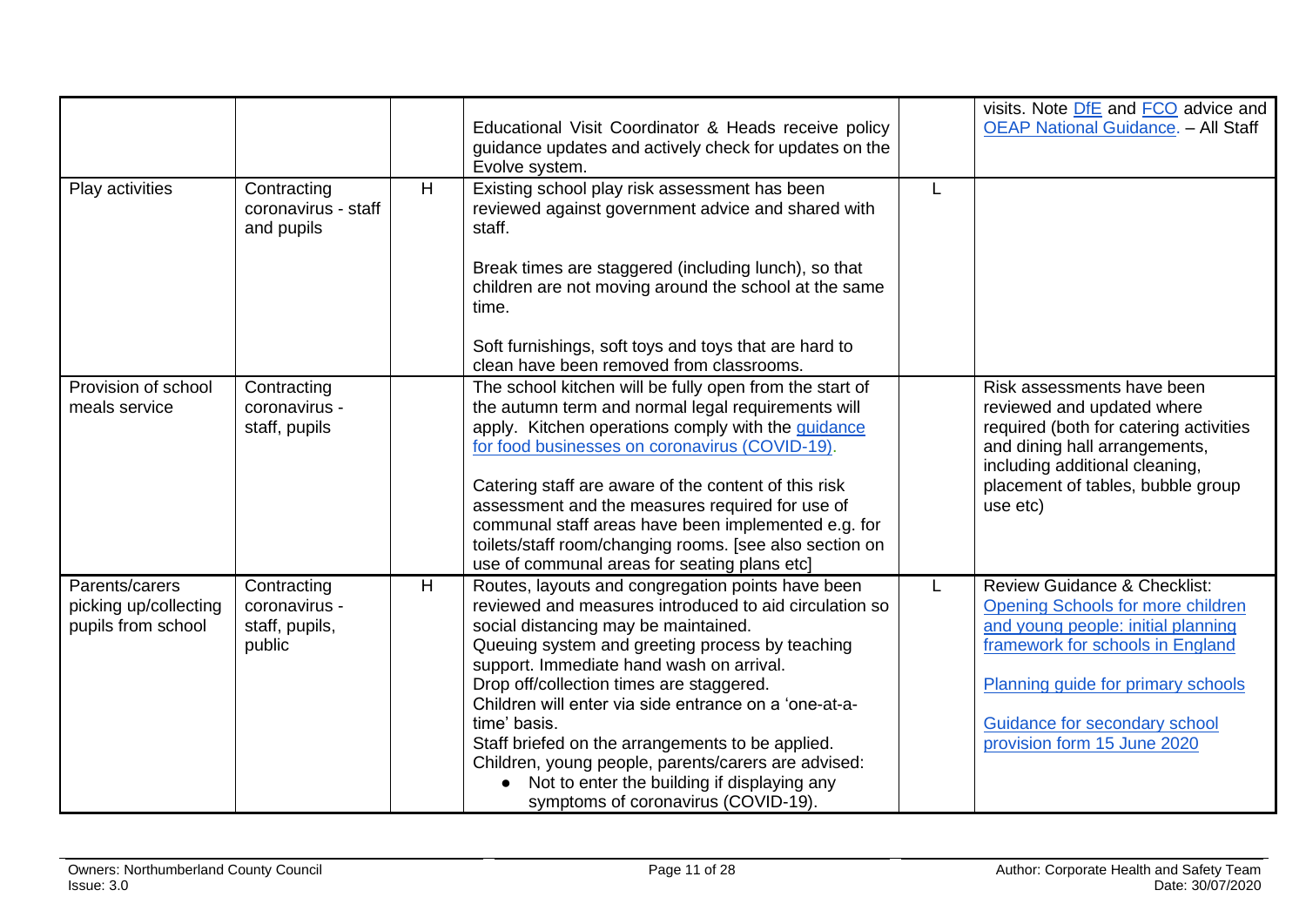| | | | | | |
|---|---|---|---|---|---|
| | | | Educational Visit Coordinator & Heads receive policy guidance updates and actively check for updates on the Evolve system. | | visits. Note DfE and FCO advice and OEAP National Guidance. – All Staff |
| Play activities | Contracting coronavirus - staff and pupils | H | Existing school play risk assessment has been reviewed against government advice and shared with staff.<br><br>Break times are staggered (including lunch), so that children are not moving around the school at the same time.<br><br>Soft furnishings, soft toys and toys that are hard to clean have been removed from classrooms. | L | |
| Provision of school meals service | Contracting coronavirus - staff, pupils | | The school kitchen will be fully open from the start of the autumn term and normal legal requirements will apply. Kitchen operations comply with the guidance for food businesses on coronavirus (COVID-19).<br><br>Catering staff are aware of the content of this risk assessment and the measures required for use of communal staff areas have been implemented e.g. for toilets/staff room/changing rooms. [see also section on use of communal areas for seating plans etc] | | Risk assessments have been reviewed and updated where required (both for catering activities and dining hall arrangements, including additional cleaning, placement of tables, bubble group use etc) |
| Parents/carers picking up/collecting pupils from school | Contracting coronavirus - staff, pupils, public | H | Routes, layouts and congregation points have been reviewed and measures introduced to aid circulation so social distancing may be maintained.<br>Queuing system and greeting process by teaching support. Immediate hand wash on arrival.<br>Drop off/collection times are staggered.<br>Children will enter via side entrance on a 'one-at-a-time' basis.<br>Staff briefed on the arrangements to be applied.<br>Children, young people, parents/carers are advised:<br>• Not to enter the building if displaying any symptoms of coronavirus (COVID-19). | L | Review Guidance & Checklist: Opening Schools for more children and young people: initial planning framework for schools in England<br><br>Planning guide for primary schools<br><br>Guidance for secondary school provision form 15 June 2020 |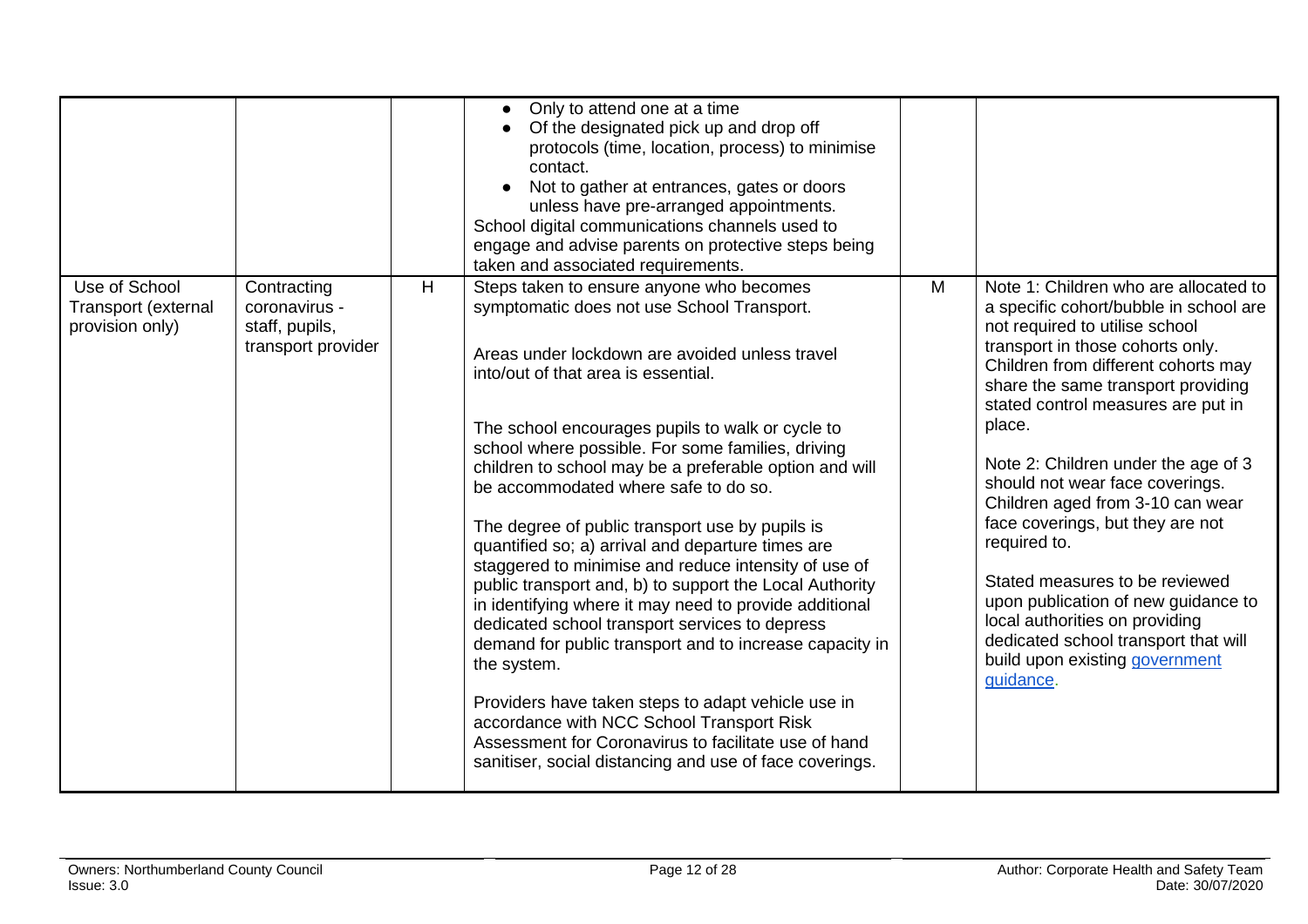| | | | | | |
|---|---|---|---|---|---|
| | | | • Only to attend one at a time<br>• Of the designated pick up and drop off protocols (time, location, process) to minimise contact.<br>• Not to gather at entrances, gates or doors unless have pre-arranged appointments.<br>School digital communications channels used to engage and advise parents on protective steps being taken and associated requirements. | | |
| Use of School Transport (external provision only) | Contracting coronavirus - staff, pupils, transport provider | H | Steps taken to ensure anyone who becomes symptomatic does not use School Transport.<br><br>Areas under lockdown are avoided unless travel into/out of that area is essential.<br><br>The school encourages pupils to walk or cycle to school where possible. For some families, driving children to school may be a preferable option and will be accommodated where safe to do so.<br><br>The degree of public transport use by pupils is quantified so; a) arrival and departure times are staggered to minimise and reduce intensity of use of public transport and, b) to support the Local Authority in identifying where it may need to provide additional dedicated school transport services to depress demand for public transport and to increase capacity in the system.<br><br>Providers have taken steps to adapt vehicle use in accordance with NCC School Transport Risk Assessment for Coronavirus to facilitate use of hand sanitiser, social distancing and use of face coverings. | M | Note 1: Children who are allocated to a specific cohort/bubble in school are not required to utilise school transport in those cohorts only. Children from different cohorts may share the same transport providing stated control measures are put in place.<br><br>Note 2: Children under the age of 3 should not wear face coverings. Children aged from 3-10 can wear face coverings, but they are not required to.<br><br>Stated measures to be reviewed upon publication of new guidance to local authorities on providing dedicated school transport that will build upon existing government guidance. |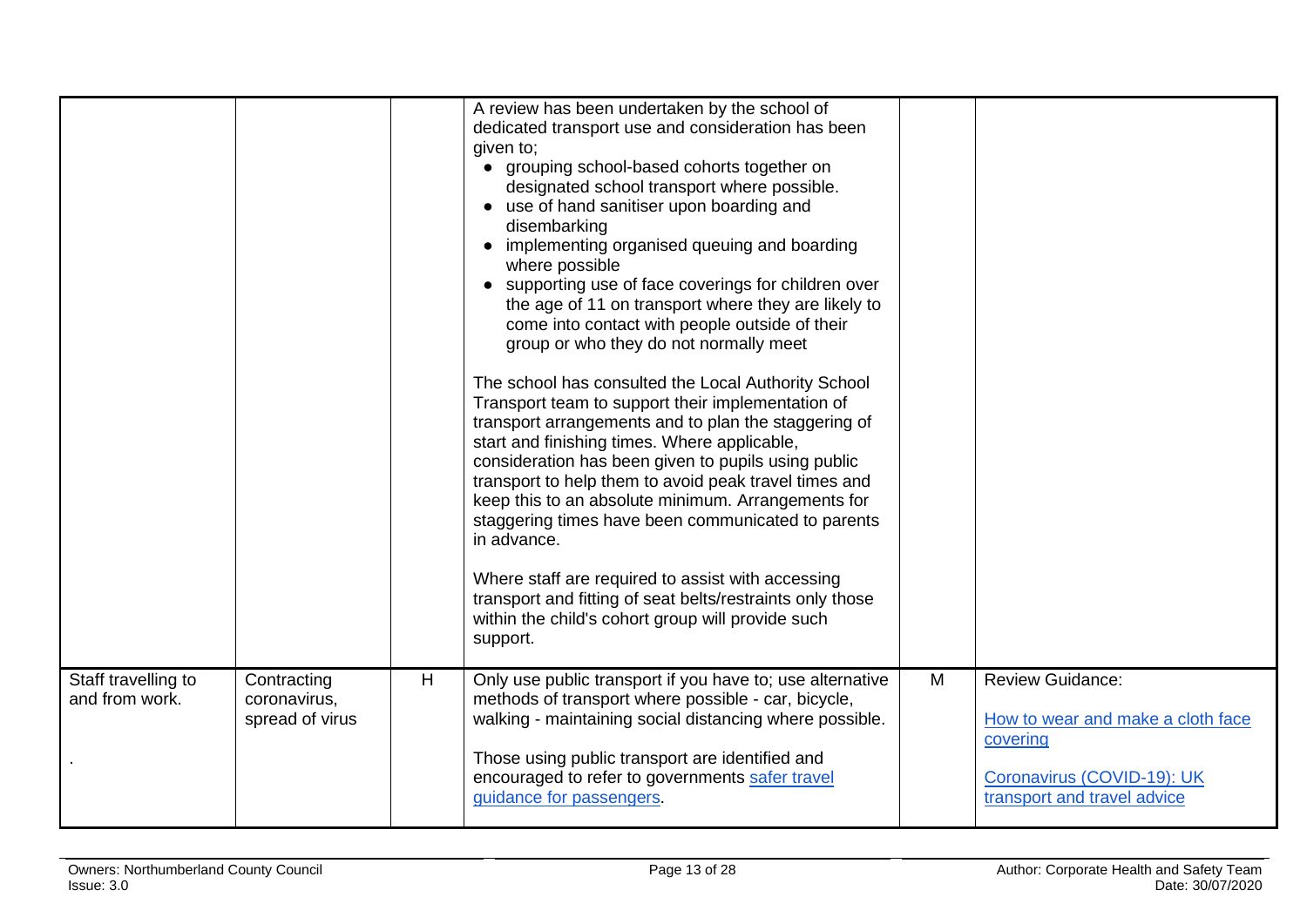| | | | | | |
|---|---|---|---|---|---|
| | | | A review has been undertaken by the school of dedicated transport use and consideration has been given to;<br>• grouping school-based cohorts together on designated school transport where possible.<br>• use of hand sanitiser upon boarding and disembarking<br>• implementing organised queuing and boarding where possible<br>• supporting use of face coverings for children over the age of 11 on transport where they are likely to come into contact with people outside of their group or who they do not normally meet<br><br>The school has consulted the Local Authority School Transport team to support their implementation of transport arrangements and to plan the staggering of start and finishing times. Where applicable, consideration has been given to pupils using public transport to help them to avoid peak travel times and keep this to an absolute minimum. Arrangements for staggering times have been communicated to parents in advance.<br><br>Where staff are required to assist with accessing transport and fitting of seat belts/restraints only those within the child's cohort group will provide such support. | | |
| Staff travelling to and from work.<br><br>. | Contracting coronavirus, spread of virus | H | Only use public transport if you have to; use alternative methods of transport where possible - car, bicycle, walking - maintaining social distancing where possible.<br><br>Those using public transport are identified and encouraged to refer to governments safer travel guidance for passengers. | M | Review Guidance:<br><br>How to wear and make a cloth face covering<br><br>Coronavirus (COVID-19): UK transport and travel advice |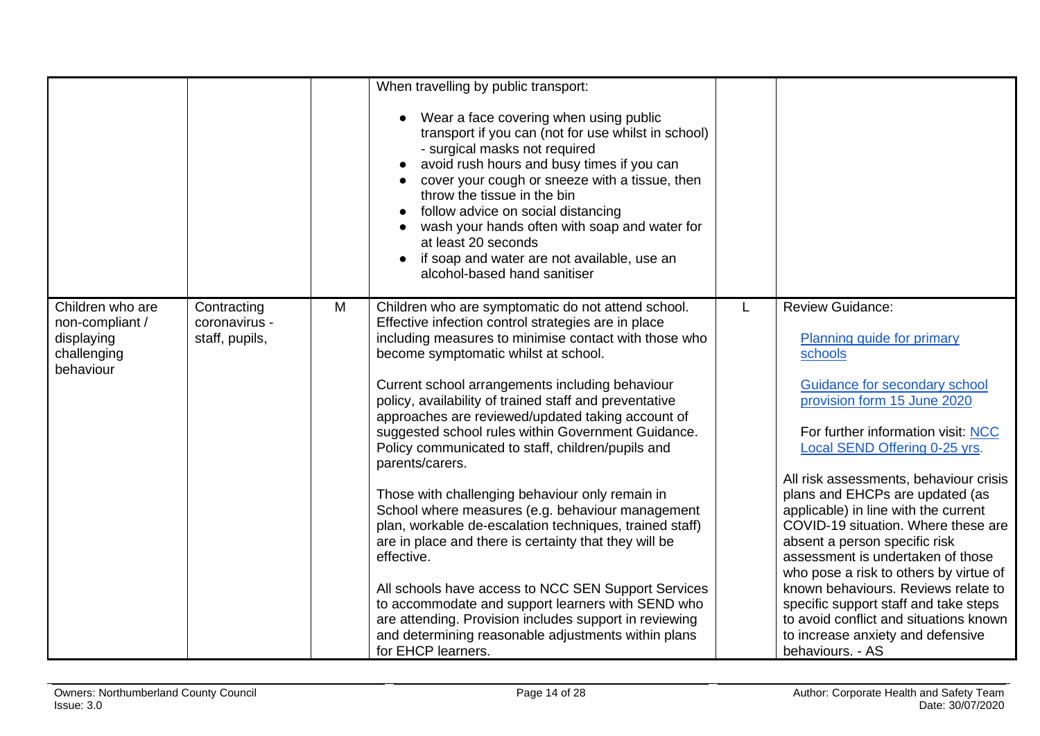| | | | | | |
|---|---|---|---|---|---|
| | | | When travelling by public transport:<br><br>• Wear a face covering when using public transport if you can (not for use whilst in school) - surgical masks not required<br>• avoid rush hours and busy times if you can<br>• cover your cough or sneeze with a tissue, then throw the tissue in the bin<br>• follow advice on social distancing<br>• wash your hands often with soap and water for at least 20 seconds<br>• if soap and water are not available, use an alcohol-based hand sanitiser | | |
| Children who are non-compliant / displaying challenging behaviour | Contracting coronavirus - staff, pupils, | M | Children who are symptomatic do not attend school. Effective infection control strategies are in place including measures to minimise contact with those who become symptomatic whilst at school.<br><br>Current school arrangements including behaviour policy, availability of trained staff and preventative approaches are reviewed/updated taking account of suggested school rules within Government Guidance. Policy communicated to staff, children/pupils and parents/carers.<br><br>Those with challenging behaviour only remain in School where measures (e.g. behaviour management plan, workable de-escalation techniques, trained staff) are in place and there is certainty that they will be effective.<br><br>All schools have access to NCC SEN Support Services to accommodate and support learners with SEND who are attending. Provision includes support in reviewing and determining reasonable adjustments within plans for EHCP learners. | L | Review Guidance:<br><br>Planning guide for primary schools<br><br>Guidance for secondary school provision form 15 June 2020<br><br>For further information visit: NCC Local SEND Offering 0-25 yrs.<br><br>All risk assessments, behaviour crisis plans and EHCPs are updated (as applicable) in line with the current COVID-19 situation. Where these are absent a person specific risk assessment is undertaken of those who pose a risk to others by virtue of known behaviours. Reviews relate to specific support staff and take steps to avoid conflict and situations known to increase anxiety and defensive behaviours. - AS |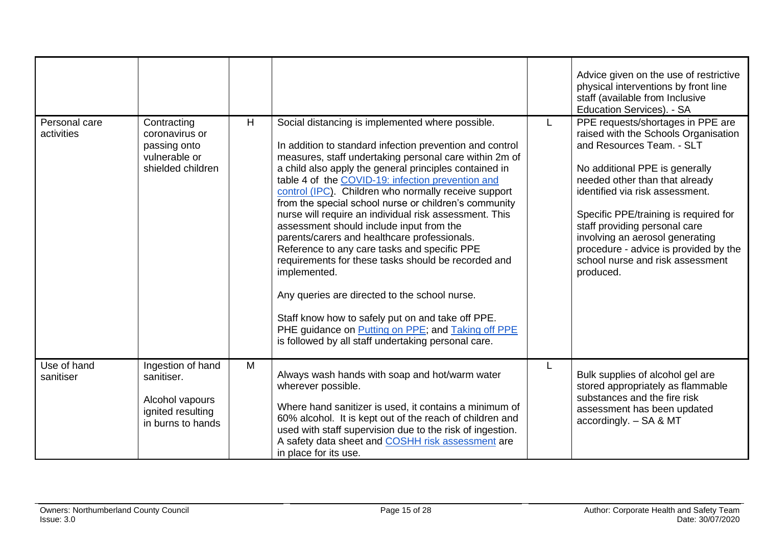| | | | | | |
|---|---|---|---|---|---|
| | | | | | Advice given on the use of restrictive physical interventions by front line staff (available from Inclusive Education Services). - SA |
| Personal care activities | Contracting coronavirus or passing onto vulnerable or shielded children | H | Social distancing is implemented where possible.<br><br>In addition to standard infection prevention and control measures, staff undertaking personal care within 2m of a child also apply the general principles contained in table 4 of the [COVID-19: infection prevention and control (IPC)](). Children who normally receive support from the special school nurse or children's community nurse will require an individual risk assessment. This assessment should include input from the parents/carers and healthcare professionals. Reference to any care tasks and specific PPE requirements for these tasks should be recorded and implemented.<br><br>Any queries are directed to the school nurse.<br><br>Staff know how to safely put on and take off PPE. PHE guidance on [Putting on PPE](); and [Taking off PPE]() is followed by all staff undertaking personal care. | L | PPE requests/shortages in PPE are raised with the Schools Organisation and Resources Team. - SLT<br><br>No additional PPE is generally needed other than that already identified via risk assessment.<br><br>Specific PPE/training is required for staff providing personal care involving an aerosol generating procedure - advice is provided by the school nurse and risk assessment produced. |
| Use of hand sanitiser | Ingestion of hand sanitiser.<br><br>Alcohol vapours ignited resulting in burns to hands | M | Always wash hands with soap and hot/warm water wherever possible.<br><br>Where hand sanitizer is used, it contains a minimum of 60% alcohol. It is kept out of the reach of children and used with staff supervision due to the risk of ingestion. A safety data sheet and [COSHH risk assessment]() are in place for its use. | L | Bulk supplies of alcohol gel are stored appropriately as flammable substances and the fire risk assessment has been updated accordingly. – SA & MT |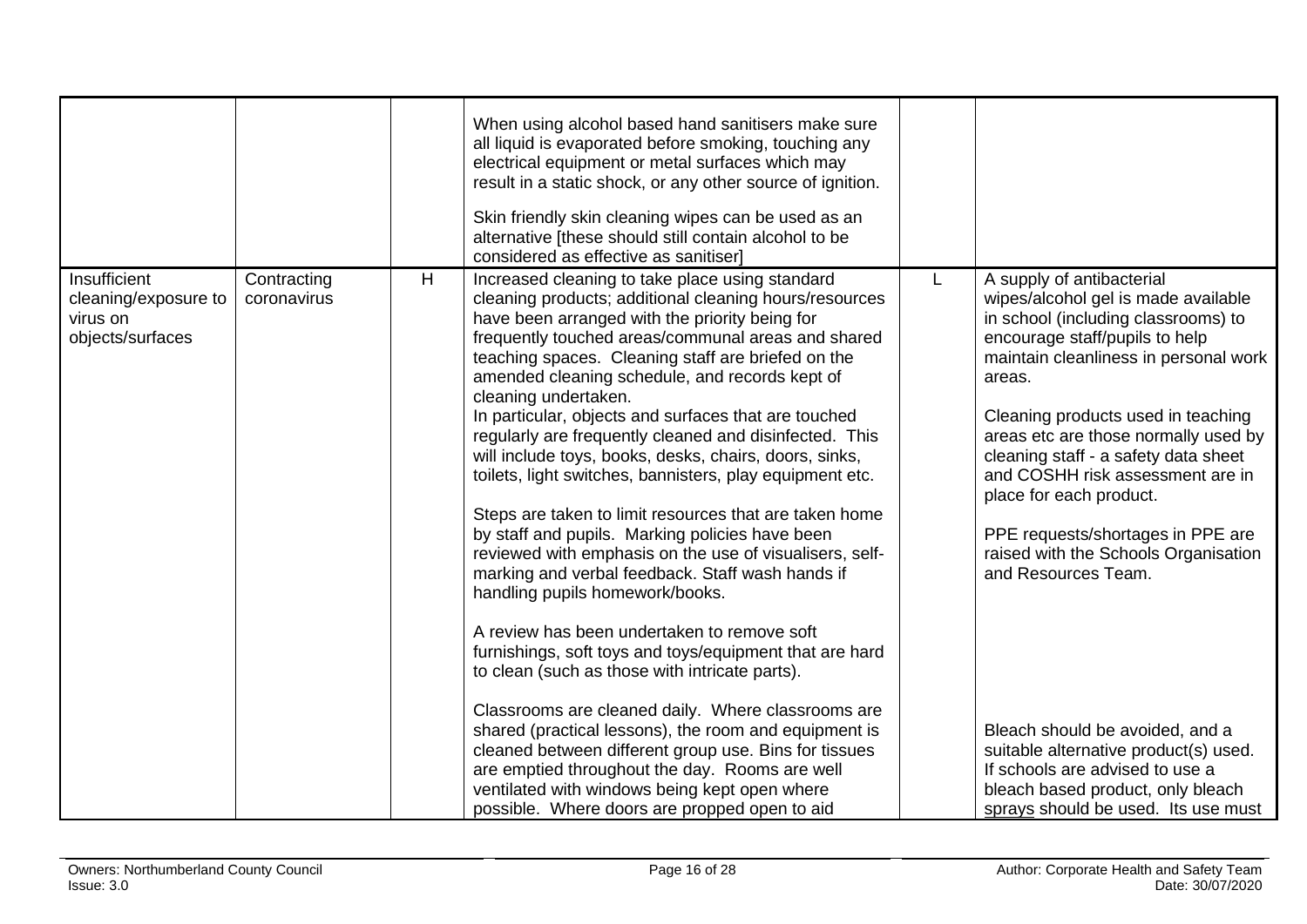| | | | | | |
|---|---|---|---|---|---|
| | | | When using alcohol based hand sanitisers make sure all liquid is evaporated before smoking, touching any electrical equipment or metal surfaces which may result in a static shock, or any other source of ignition.<br><br>Skin friendly skin cleaning wipes can be used as an alternative [these should still contain alcohol to be considered as effective as sanitiser] | | |
| Insufficient cleaning/exposure to virus on objects/surfaces | Contracting coronavirus | H | Increased cleaning to take place using standard cleaning products; additional cleaning hours/resources have been arranged with the priority being for frequently touched areas/communal areas and shared teaching spaces. Cleaning staff are briefed on the amended cleaning schedule, and records kept of cleaning undertaken.<br>In particular, objects and surfaces that are touched regularly are frequently cleaned and disinfected. This will include toys, books, desks, chairs, doors, sinks, toilets, light switches, bannisters, play equipment etc.<br><br>Steps are taken to limit resources that are taken home by staff and pupils. Marking policies have been reviewed with emphasis on the use of visualisers, self-marking and verbal feedback. Staff wash hands if handling pupils homework/books.<br><br>A review has been undertaken to remove soft furnishings, soft toys and toys/equipment that are hard to clean (such as those with intricate parts).<br><br>Classrooms are cleaned daily. Where classrooms are shared (practical lessons), the room and equipment is cleaned between different group use. Bins for tissues are emptied throughout the day. Rooms are well ventilated with windows being kept open where possible. Where doors are propped open to aid | L | A supply of antibacterial wipes/alcohol gel is made available in school (including classrooms) to encourage staff/pupils to help maintain cleanliness in personal work areas.<br><br>Cleaning products used in teaching areas etc are those normally used by cleaning staff - a safety data sheet and COSHH risk assessment are in place for each product.<br><br>PPE requests/shortages in PPE are raised with the Schools Organisation and Resources Team.<br><br>Bleach should be avoided, and a suitable alternative product(s) used. If schools are advised to use a bleach based product, only bleach sprays should be used. Its use must |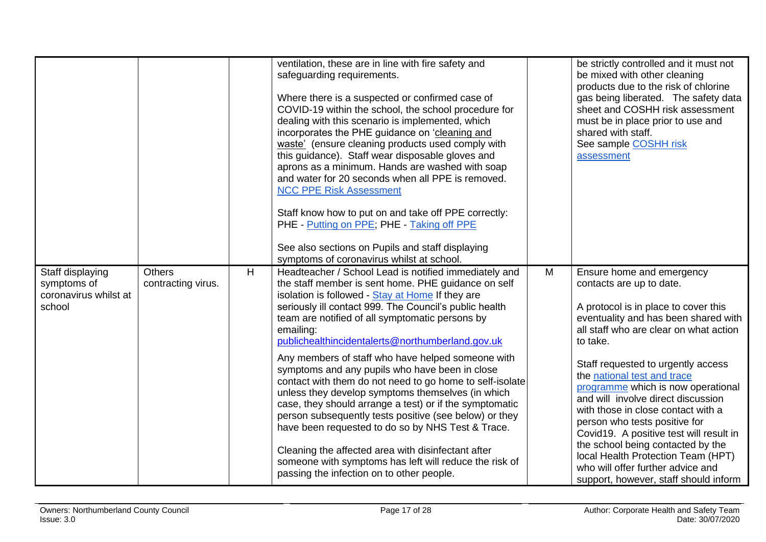| | | | | | |
|---|---|---|---|---|---|
| | | | ventilation, these are in line with fire safety and safeguarding requirements.<br><br>Where there is a suspected or confirmed case of COVID-19 within the school, the school procedure for dealing with this scenario is implemented, which incorporates the PHE guidance on 'cleaning and waste' (ensure cleaning products used comply with this guidance). Staff wear disposable gloves and aprons as a minimum. Hands are washed with soap and water for 20 seconds when all PPE is removed. NCC PPE Risk Assessment<br><br>Staff know how to put on and take off PPE correctly: PHE - Putting on PPE; PHE - Taking off PPE<br><br>See also sections on Pupils and staff displaying symptoms of coronavirus whilst at school. | | be strictly controlled and it must not be mixed with other cleaning products due to the risk of chlorine gas being liberated. The safety data sheet and COSHH risk assessment must be in place prior to use and shared with staff.<br>See sample COSHH risk assessment |
| Staff displaying symptoms of coronavirus whilst at school | Others contracting virus. | H | Headteacher / School Lead is notified immediately and the staff member is sent home. PHE guidance on self isolation is followed - Stay at Home If they are seriously ill contact 999. The Council's public health team are notified of all symptomatic persons by emailing: publichealthincidentalerts@northumberland.gov.uk<br><br>Any members of staff who have helped someone with symptoms and any pupils who have been in close contact with them do not need to go home to self-isolate unless they develop symptoms themselves (in which case, they should arrange a test) or if the symptomatic person subsequently tests positive (see below) or they have been requested to do so by NHS Test & Trace.<br><br>Cleaning the affected area with disinfectant after someone with symptoms has left will reduce the risk of passing the infection on to other people. | M | Ensure home and emergency contacts are up to date.<br><br>A protocol is in place to cover this eventuality and has been shared with all staff who are clear on what action to take.<br><br>Staff requested to urgently access the national test and trace programme which is now operational and will involve direct discussion with those in close contact with a person who tests positive for Covid19. A positive test will result in the school being contacted by the local Health Protection Team (HPT) who will offer further advice and support, however, staff should inform |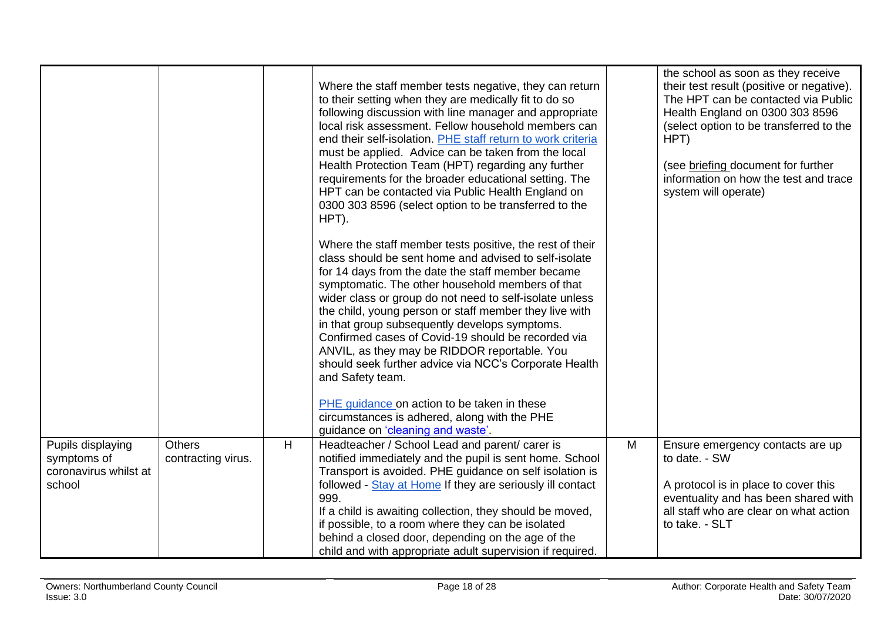| | | | | | |
|---|---|---|---|---|---|
| | | | Where the staff member tests negative, they can return to their setting when they are medically fit to do so following discussion with line manager and appropriate local risk assessment. Fellow household members can end their self-isolation. [PHE staff return to work criteria] must be applied. Advice can be taken from the local Health Protection Team (HPT) regarding any further requirements for the broader educational setting. The HPT can be contacted via Public Health England on 0300 303 8596 (select option to be transferred to the HPT).<br><br>Where the staff member tests positive, the rest of their class should be sent home and advised to self-isolate for 14 days from the date the staff member became symptomatic. The other household members of that wider class or group do not need to self-isolate unless the child, young person or staff member they live with in that group subsequently develops symptoms. Confirmed cases of Covid-19 should be recorded via ANVIL, as they may be RIDDOR reportable. You should seek further advice via NCC's Corporate Health and Safety team.<br><br>PHE guidance on action to be taken in these circumstances is adhered, along with the PHE guidance on 'cleaning and waste'. | | the school as soon as they receive their test result (positive or negative). The HPT can be contacted via Public Health England on 0300 303 8596 (select option to be transferred to the HPT)<br><br>(see briefing document for further information on how the test and trace system will operate) |
| Pupils displaying symptoms of coronavirus whilst at school | Others contracting virus. | H | Headteacher / School Lead and parent/ carer is notified immediately and the pupil is sent home. School Transport is avoided. PHE guidance on self isolation is followed - Stay at Home If they are seriously ill contact 999.<br>If a child is awaiting collection, they should be moved, if possible, to a room where they can be isolated behind a closed door, depending on the age of the child and with appropriate adult supervision if required. | M | Ensure emergency contacts are up to date. - SW<br><br>A protocol is in place to cover this eventuality and has been shared with all staff who are clear on what action to take. - SLT |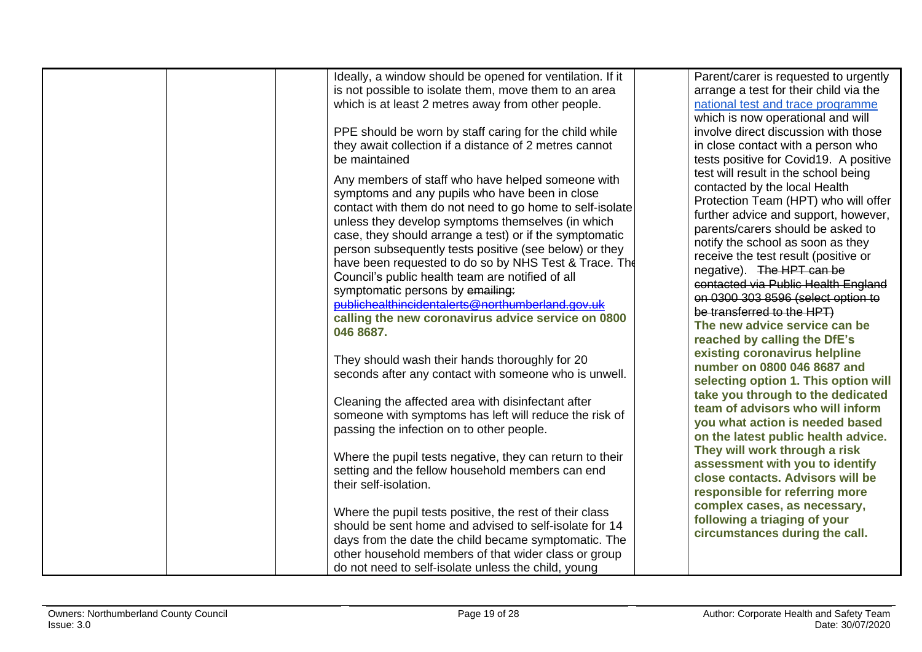| | | | | | |
|---|---|---|---|---|---|
| | | | Ideally, a window should be opened for ventilation. If it is not possible to isolate them, move them to an area which is at least 2 metres away from other people.<br><br>PPE should be worn by staff caring for the child while they await collection if a distance of 2 metres cannot be maintained<br><br>Any members of staff who have helped someone with symptoms and any pupils who have been in close contact with them do not need to go home to self-isolate unless they develop symptoms themselves (in which case, they should arrange a test) or if the symptomatic person subsequently tests positive (see below) or they have been requested to do so by NHS Test & Trace. The Council's public health team are notified of all symptomatic persons by ~~emailing: publichealthincidentalerts@northumberland.gov.uk~~ **calling the new coronavirus advice service on 0800 046 8687.**<br><br>They should wash their hands thoroughly for 20 seconds after any contact with someone who is unwell.<br><br>Cleaning the affected area with disinfectant after someone with symptoms has left will reduce the risk of passing the infection on to other people.<br><br>Where the pupil tests negative, they can return to their setting and the fellow household members can end their self-isolation.<br><br>Where the pupil tests positive, the rest of their class should be sent home and advised to self-isolate for 14 days from the date the child became symptomatic. The other household members of that wider class or group do not need to self-isolate unless the child, young | | Parent/carer is requested to urgently arrange a test for their child via the [national test and trace programme](national test and trace programme) which is now operational and will involve direct discussion with those in close contact with a person who tests positive for Covid19. A positive test will result in the school being contacted by the local Health Protection Team (HPT) who will offer further advice and support, however, parents/carers should be asked to notify the school as soon as they receive the test result (positive or negative). ~~The HPT can be contacted via Public Health England on 0300 303 8596 (select option to be transferred to the HPT)~~ **The new advice service can be reached by calling the DfE's existing coronavirus helpline number on 0800 046 8687 and selecting option 1. This option will take you through to the dedicated team of advisors who will inform you what action is needed based on the latest public health advice. They will work through a risk assessment with you to identify close contacts. Advisors will be responsible for referring more complex cases, as necessary, following a triaging of your circumstances during the call.** |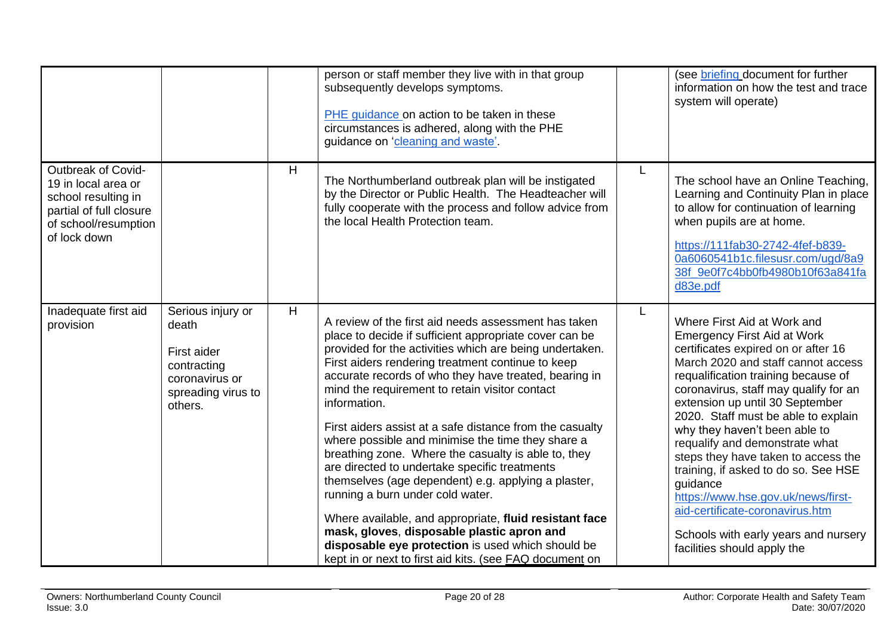| | | | | | |
|---|---|---|---|---|---|
| | | | person or staff member they live with in that group subsequently develops symptoms.<br><br>PHE guidance on action to be taken in these circumstances is adhered, along with the PHE guidance on 'cleaning and waste'. | | (see briefing document for further information on how the test and trace system will operate) |
| Outbreak of Covid-19 in local area or school resulting in partial of full closure of school/resumption of lock down | | H | The Northumberland outbreak plan will be instigated by the Director or Public Health. The Headteacher will fully cooperate with the process and follow advice from the local Health Protection team. | L | The school have an Online Teaching, Learning and Continuity Plan in place to allow for continuation of learning when pupils are at home.<br><br>https://111fab30-2742-4fef-b839-0a6060541b1c.filesusr.com/ugd/8a938f_9e0f7c4bb0fb4980b10f63a841fad83e.pdf |
| Inadequate first aid provision | Serious injury or death<br><br>First aider contracting coronavirus or spreading virus to others. | H | A review of the first aid needs assessment has taken place to decide if sufficient appropriate cover can be provided for the activities which are being undertaken. First aiders rendering treatment continue to keep accurate records of who they have treated, bearing in mind the requirement to retain visitor contact information.<br><br>First aiders assist at a safe distance from the casualty where possible and minimise the time they share a breathing zone. Where the casualty is able to, they are directed to undertake specific treatments themselves (age dependent) e.g. applying a plaster, running a burn under cold water.<br><br>Where available, and appropriate, **fluid resistant face mask, gloves**, **disposable plastic apron and disposable eye protection** is used which should be kept in or next to first aid kits. (see FAQ document on | L | Where First Aid at Work and Emergency First Aid at Work certificates expired on or after 16 March 2020 and staff cannot access requalification training because of coronavirus, staff may qualify for an extension up until 30 September 2020. Staff must be able to explain why they haven't been able to requalify and demonstrate what steps they have taken to access the training, if asked to do so. See HSE guidance https://www.hse.gov.uk/news/first-aid-certificate-coronavirus.htm<br><br>Schools with early years and nursery facilities should apply the |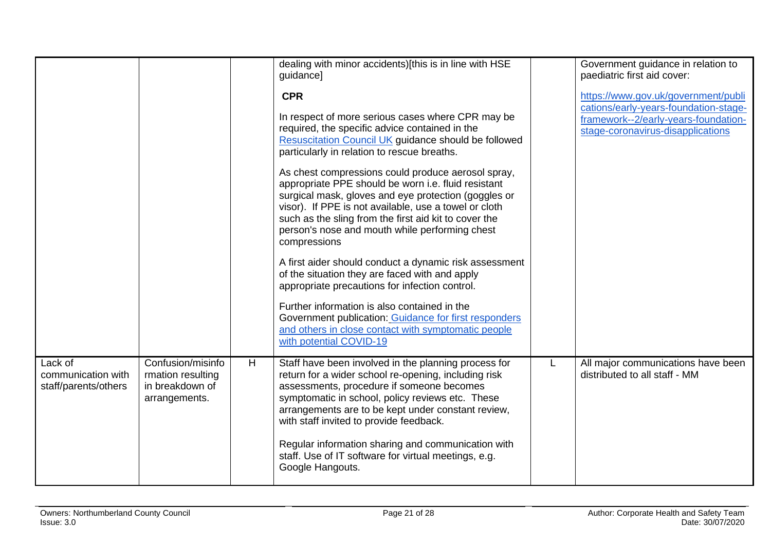| | | | | | |
|---|---|---|---|---|---|
| | | | dealing with minor accidents)[this is in line with HSE guidance]<br><br>**CPR**<br><br>In respect of more serious cases where CPR may be required, the specific advice contained in the Resuscitation Council UK guidance should be followed particularly in relation to rescue breaths.<br><br>As chest compressions could produce aerosol spray, appropriate PPE should be worn i.e. fluid resistant surgical mask, gloves and eye protection (goggles or visor). If PPE is not available, use a towel or cloth such as the sling from the first aid kit to cover the person's nose and mouth while performing chest compressions<br><br>A first aider should conduct a dynamic risk assessment of the situation they are faced with and apply appropriate precautions for infection control.<br><br>Further information is also contained in the Government publication: Guidance for first responders and others in close contact with symptomatic people with potential COVID-19 | | Government guidance in relation to paediatric first aid cover:<br><br>https://www.gov.uk/government/publications/early-years-foundation-stage-framework--2/early-years-foundation-stage-coronavirus-disapplications |
| Lack of communication with staff/parents/others | Confusion/misinformation resulting in breakdown of arrangements. | H | Staff have been involved in the planning process for return for a wider school re-opening, including risk assessments, procedure if someone becomes symptomatic in school, policy reviews etc. These arrangements are to be kept under constant review, with staff invited to provide feedback.<br><br>Regular information sharing and communication with staff. Use of IT software for virtual meetings, e.g. Google Hangouts. | L | All major communications have been distributed to all staff - MM |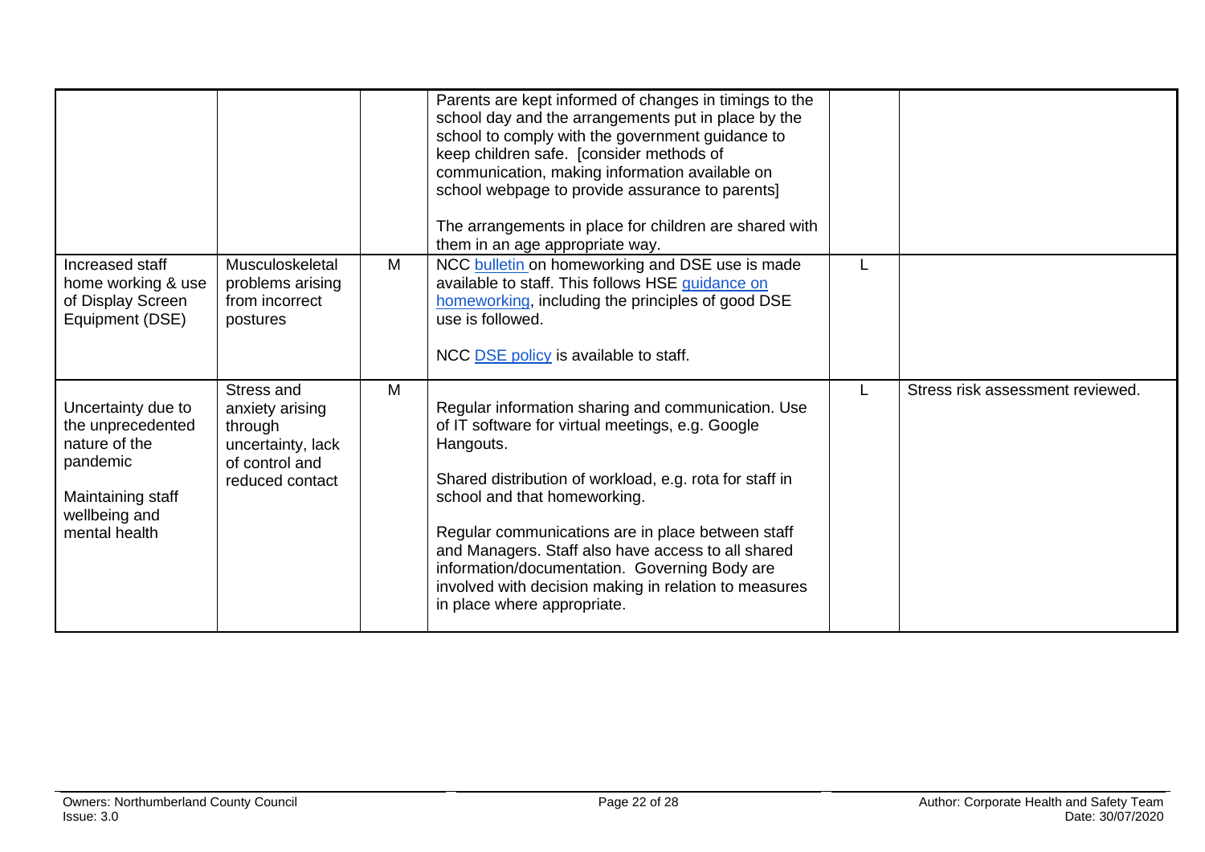| | | | | | |
|---|---|---|---|---|---|
| | | | Parents are kept informed of changes in timings to the school day and the arrangements put in place by the school to comply with the government guidance to keep children safe. [consider methods of communication, making information available on school webpage to provide assurance to parents]<br><br>The arrangements in place for children are shared with them in an age appropriate way. | | |
| Increased staff home working & use of Display Screen Equipment (DSE) | Musculoskeletal problems arising from incorrect postures | M | NCC bulletin on homeworking and DSE use is made available to staff. This follows HSE guidance on homeworking, including the principles of good DSE use is followed.<br><br>NCC DSE policy is available to staff. | L | |
| Uncertainty due to the unprecedented nature of the pandemic<br><br>Maintaining staff wellbeing and mental health | Stress and anxiety arising through uncertainty, lack of control and reduced contact | M | Regular information sharing and communication. Use of IT software for virtual meetings, e.g. Google Hangouts.<br><br>Shared distribution of workload, e.g. rota for staff in school and that homeworking.<br><br>Regular communications are in place between staff and Managers. Staff also have access to all shared information/documentation. Governing Body are involved with decision making in relation to measures in place where appropriate. | L | Stress risk assessment reviewed. |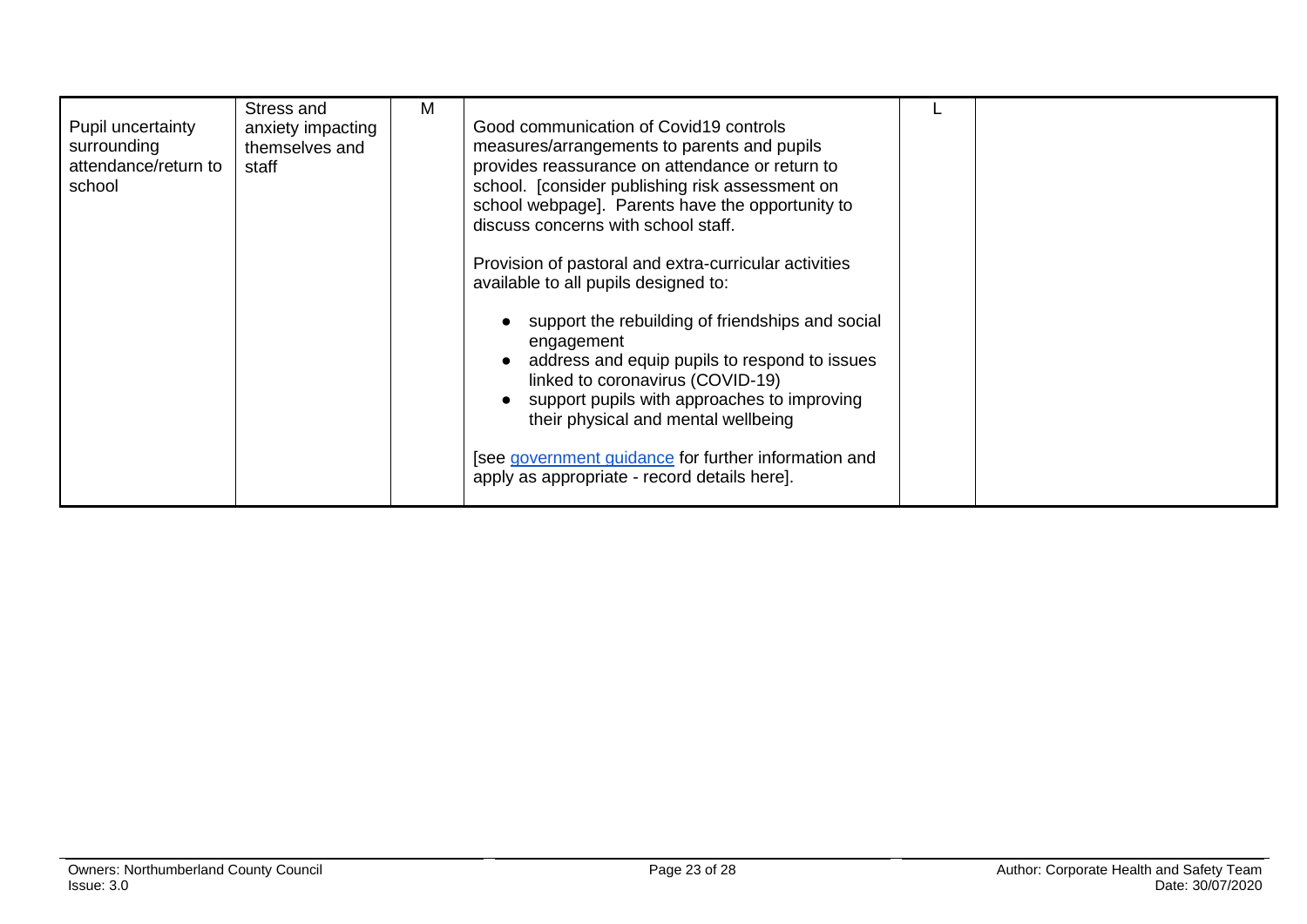| | | | | | |
|---|---|---|---|---|---|
| Pupil uncertainty surrounding attendance/return to school | Stress and anxiety impacting themselves and staff | M | Good communication of Covid19 controls measures/arrangements to parents and pupils provides reassurance on attendance or return to school. [consider publishing risk assessment on school webpage]. Parents have the opportunity to discuss concerns with school staff.<br><br>Provision of pastoral and extra-curricular activities available to all pupils designed to:<br><br>• support the rebuilding of friendships and social engagement<br>• address and equip pupils to respond to issues linked to coronavirus (COVID-19)<br>• support pupils with approaches to improving their physical and mental wellbeing<br><br>[see government guidance for further information and apply as appropriate - record details here]. | L | |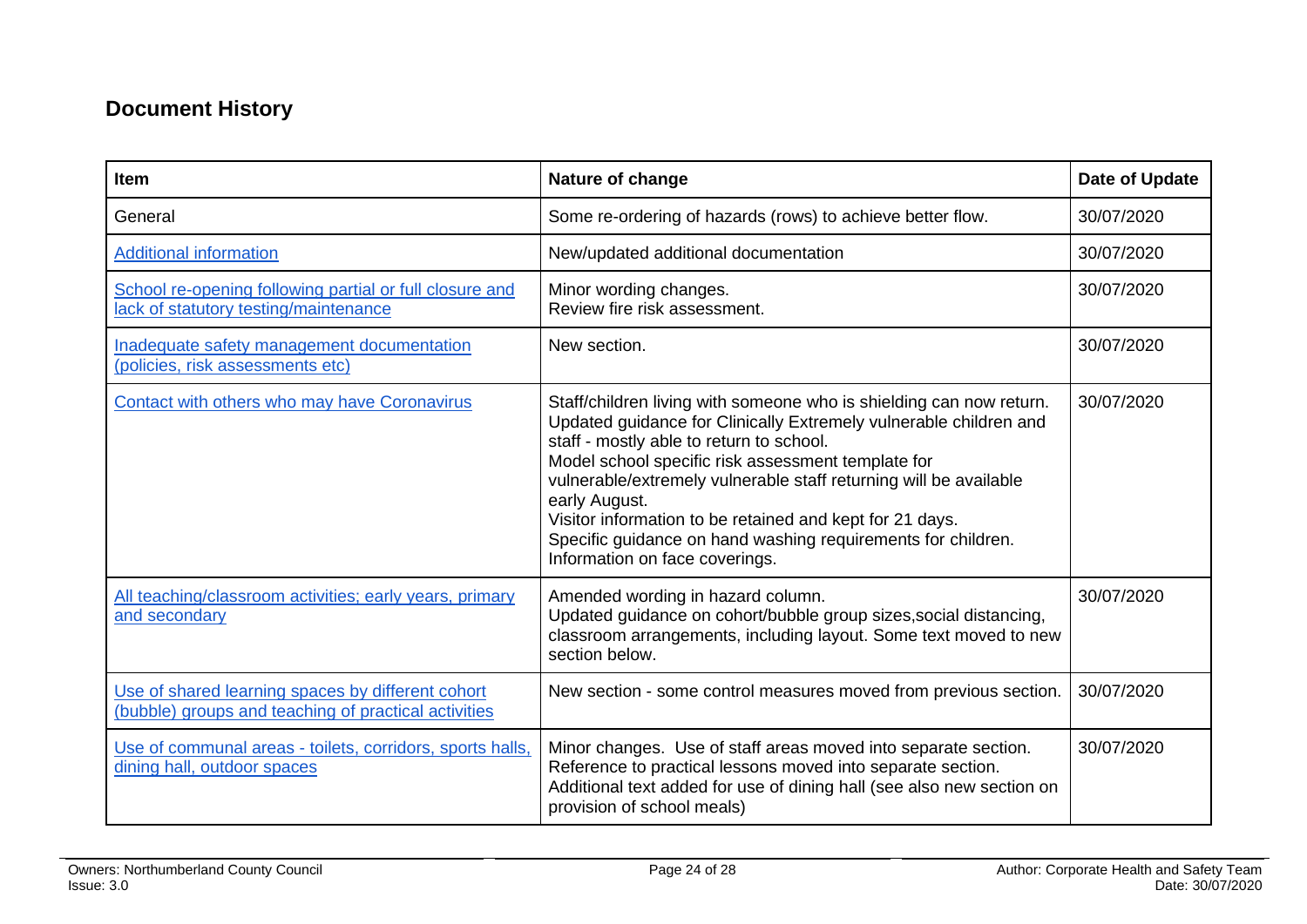## Document History

| Item | Nature of change | Date of Update |
|---|---|---|
| General | Some re-ordering of hazards (rows) to achieve better flow. | 30/07/2020 |
| Additional information | New/updated additional documentation | 30/07/2020 |
| School re-opening following partial or full closure and lack of statutory testing/maintenance | Minor wording changes.<br>Review fire risk assessment. | 30/07/2020 |
| Inadequate safety management documentation (policies, risk assessments etc) | New section. | 30/07/2020 |
| Contact with others who may have Coronavirus | Staff/children living with someone who is shielding can now return.<br>Updated guidance for Clinically Extremely vulnerable children and staff - mostly able to return to school.<br>Model school specific risk assessment template for vulnerable/extremely vulnerable staff returning will be available early August.<br>Visitor information to be retained and kept for 21 days.<br>Specific guidance on hand washing requirements for children.<br>Information on face coverings. | 30/07/2020 |
| All teaching/classroom activities; early years, primary and secondary | Amended wording in hazard column.<br>Updated guidance on cohort/bubble group sizes,social distancing, classroom arrangements, including layout. Some text moved to new section below. | 30/07/2020 |
| Use of shared learning spaces by different cohort (bubble) groups and teaching of practical activities | New section - some control measures moved from previous section. | 30/07/2020 |
| Use of communal areas - toilets, corridors, sports halls, dining hall, outdoor spaces | Minor changes. Use of staff areas moved into separate section.<br>Reference to practical lessons moved into separate section.<br>Additional text added for use of dining hall (see also new section on provision of school meals) | 30/07/2020 |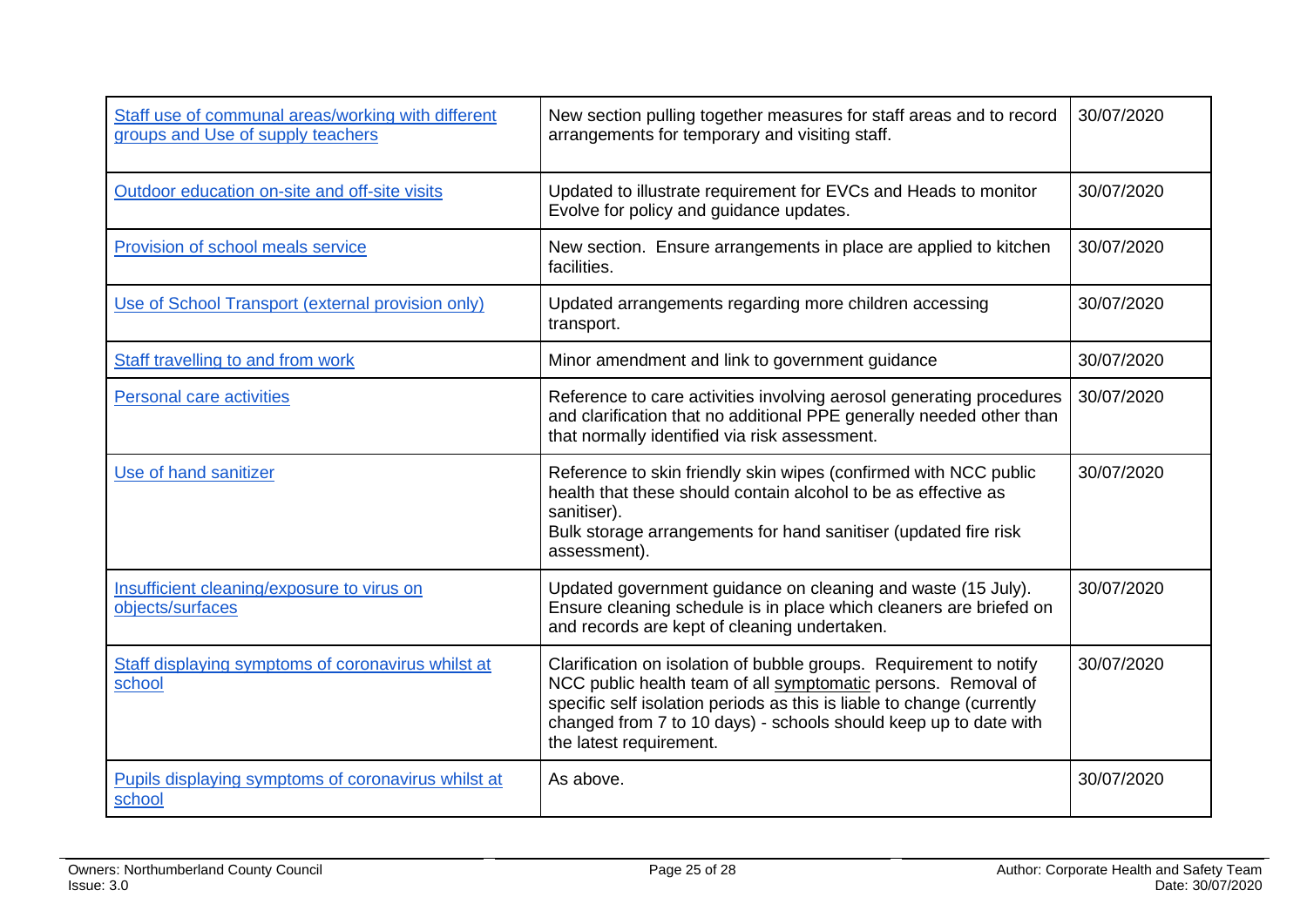| | | |
|---|---|---|
| Staff use of communal areas/working with different groups and Use of supply teachers | New section pulling together measures for staff areas and to record arrangements for temporary and visiting staff. | 30/07/2020 |
| Outdoor education on-site and off-site visits | Updated to illustrate requirement for EVCs and Heads to monitor Evolve for policy and guidance updates. | 30/07/2020 |
| Provision of school meals service | New section. Ensure arrangements in place are applied to kitchen facilities. | 30/07/2020 |
| Use of School Transport (external provision only) | Updated arrangements regarding more children accessing transport. | 30/07/2020 |
| Staff travelling to and from work | Minor amendment and link to government guidance | 30/07/2020 |
| Personal care activities | Reference to care activities involving aerosol generating procedures and clarification that no additional PPE generally needed other than that normally identified via risk assessment. | 30/07/2020 |
| Use of hand sanitizer | Reference to skin friendly skin wipes (confirmed with NCC public health that these should contain alcohol to be as effective as sanitiser).<br>Bulk storage arrangements for hand sanitiser (updated fire risk assessment). | 30/07/2020 |
| Insufficient cleaning/exposure to virus on objects/surfaces | Updated government guidance on cleaning and waste (15 July). Ensure cleaning schedule is in place which cleaners are briefed on and records are kept of cleaning undertaken. | 30/07/2020 |
| Staff displaying symptoms of coronavirus whilst at school | Clarification on isolation of bubble groups. Requirement to notify NCC public health team of all symptomatic persons. Removal of specific self isolation periods as this is liable to change (currently changed from 7 to 10 days) - schools should keep up to date with the latest requirement. | 30/07/2020 |
| Pupils displaying symptoms of coronavirus whilst at school | As above. | 30/07/2020 |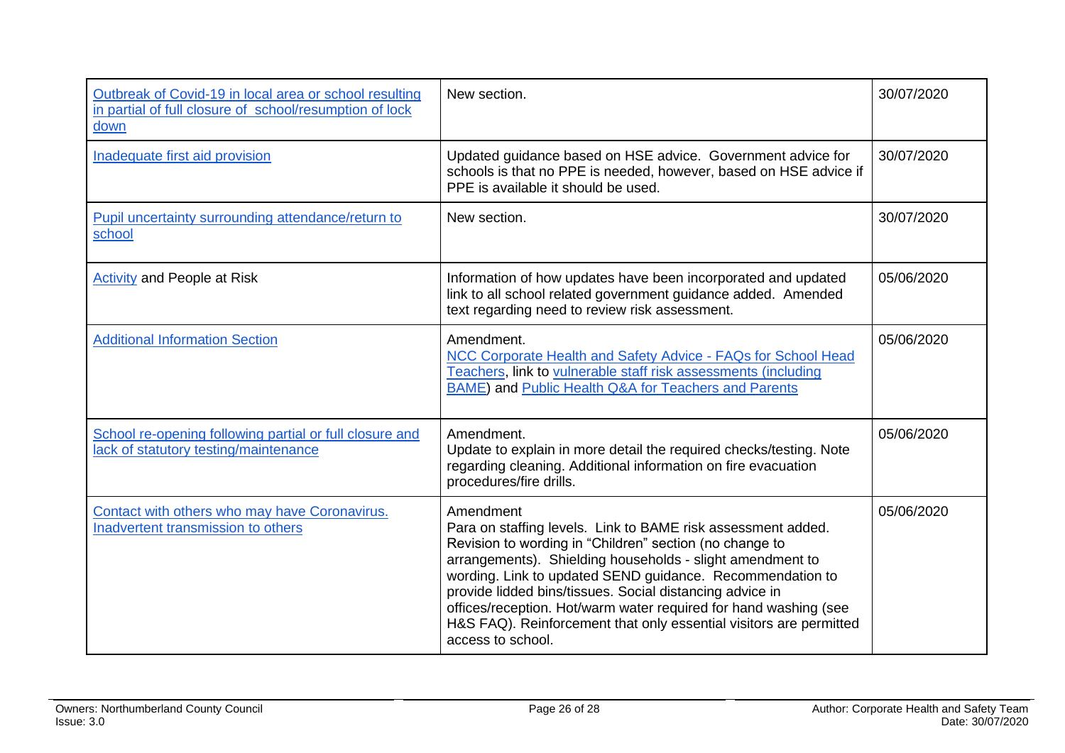| | | |
|---|---|---|
| Outbreak of Covid-19 in local area or school resulting in partial of full closure of school/resumption of lock down | New section. | 30/07/2020 |
| Inadequate first aid provision | Updated guidance based on HSE advice. Government advice for schools is that no PPE is needed, however, based on HSE advice if PPE is available it should be used. | 30/07/2020 |
| Pupil uncertainty surrounding attendance/return to school | New section. | 30/07/2020 |
| Activity and People at Risk | Information of how updates have been incorporated and updated link to all school related government guidance added. Amended text regarding need to review risk assessment. | 05/06/2020 |
| Additional Information Section | Amendment. NCC Corporate Health and Safety Advice - FAQs for School Head Teachers, link to vulnerable staff risk assessments (including BAME) and Public Health Q&A for Teachers and Parents | 05/06/2020 |
| School re-opening following partial or full closure and lack of statutory testing/maintenance | Amendment. Update to explain in more detail the required checks/testing. Note regarding cleaning. Additional information on fire evacuation procedures/fire drills. | 05/06/2020 |
| Contact with others who may have Coronavirus. Inadvertent transmission to others | Amendment Para on staffing levels. Link to BAME risk assessment added. Revision to wording in "Children" section (no change to arrangements). Shielding households - slight amendment to wording. Link to updated SEND guidance. Recommendation to provide lidded bins/tissues. Social distancing advice in offices/reception. Hot/warm water required for hand washing (see H&S FAQ). Reinforcement that only essential visitors are permitted access to school. | 05/06/2020 |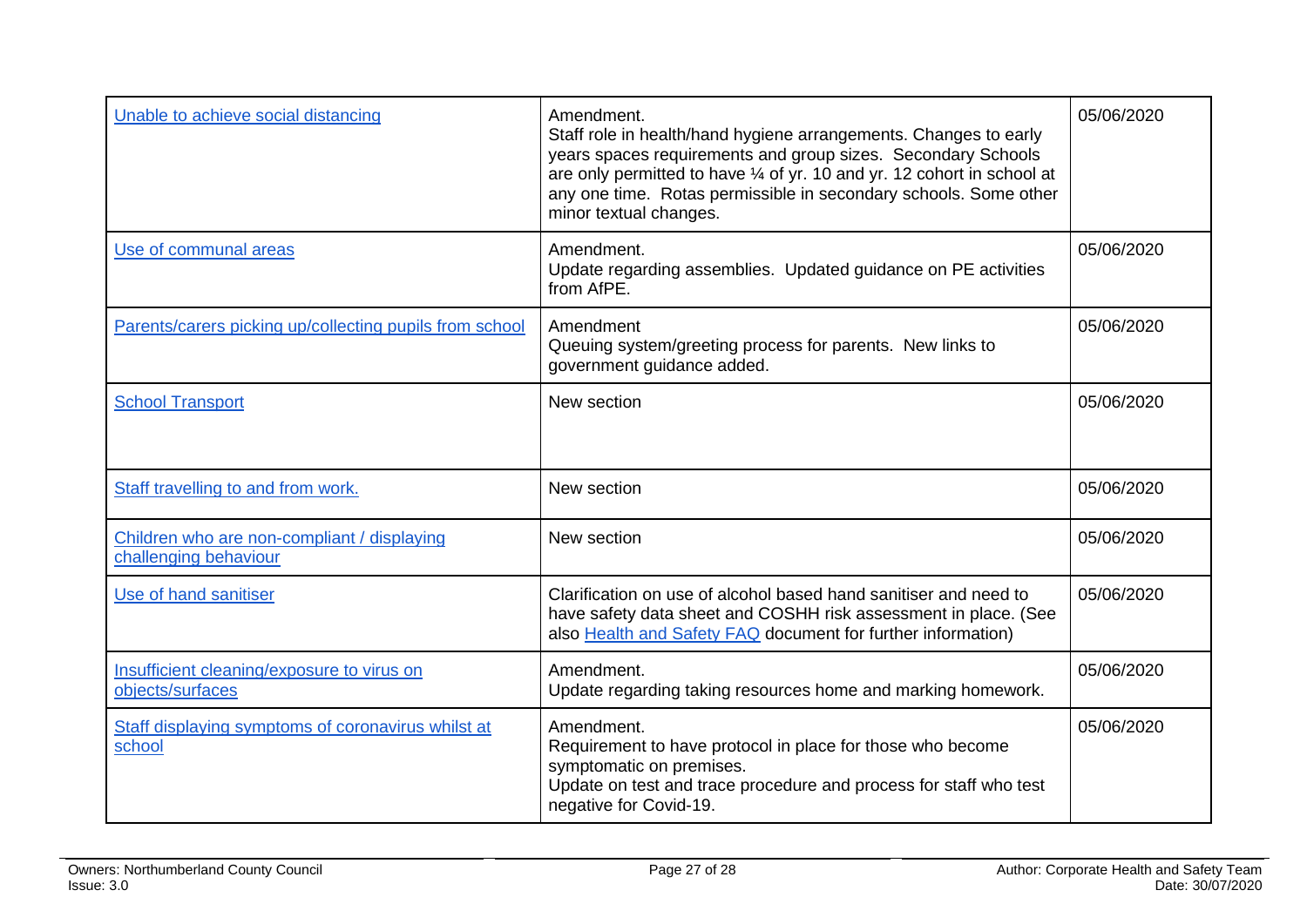| | | |
|---|---|---|
| Unable to achieve social distancing | Amendment.<br>Staff role in health/hand hygiene arrangements. Changes to early years spaces requirements and group sizes. Secondary Schools are only permitted to have ¼ of yr. 10 and yr. 12 cohort in school at any one time. Rotas permissible in secondary schools. Some other minor textual changes. | 05/06/2020 |
| Use of communal areas | Amendment.<br>Update regarding assemblies. Updated guidance on PE activities from AfPE. | 05/06/2020 |
| Parents/carers picking up/collecting pupils from school | Amendment<br>Queuing system/greeting process for parents. New links to government guidance added. | 05/06/2020 |
| School Transport | New section | 05/06/2020 |
| Staff travelling to and from work. | New section | 05/06/2020 |
| Children who are non-compliant / displaying challenging behaviour | New section | 05/06/2020 |
| Use of hand sanitiser | Clarification on use of alcohol based hand sanitiser and need to have safety data sheet and COSHH risk assessment in place. (See also Health and Safety FAQ document for further information) | 05/06/2020 |
| Insufficient cleaning/exposure to virus on objects/surfaces | Amendment.<br>Update regarding taking resources home and marking homework. | 05/06/2020 |
| Staff displaying symptoms of coronavirus whilst at school | Amendment.<br>Requirement to have protocol in place for those who become symptomatic on premises.<br>Update on test and trace procedure and process for staff who test negative for Covid-19. | 05/06/2020 |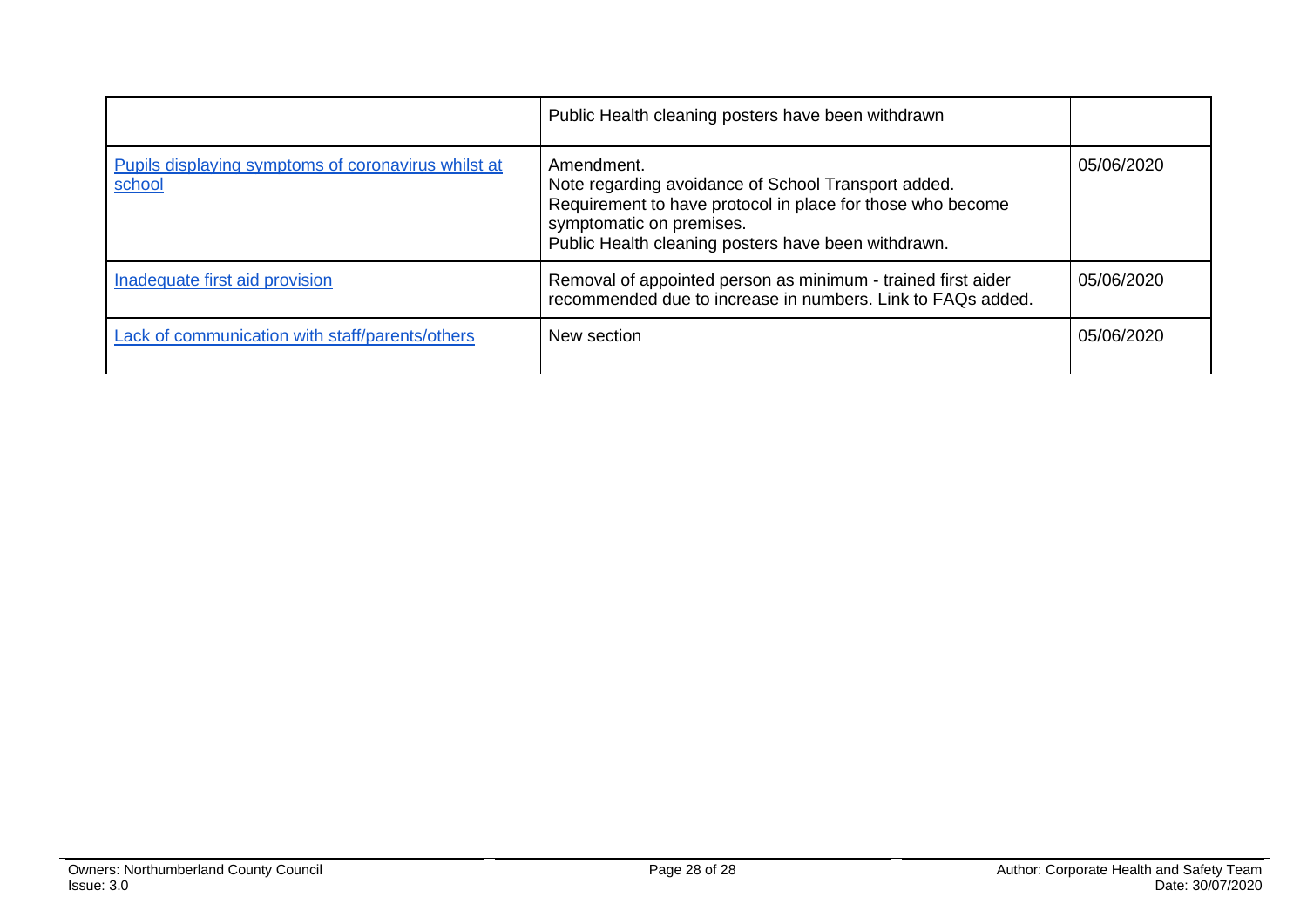| | | |
|---|---|---|
| | Public Health cleaning posters have been withdrawn | |
| Pupils displaying symptoms of coronavirus whilst at school | Amendment.<br>Note regarding avoidance of School Transport added.<br>Requirement to have protocol in place for those who become symptomatic on premises.<br>Public Health cleaning posters have been withdrawn. | 05/06/2020 |
| Inadequate first aid provision | Removal of appointed person as minimum - trained first aider recommended due to increase in numbers. Link to FAQs added. | 05/06/2020 |
| Lack of communication with staff/parents/others | New section | 05/06/2020 |